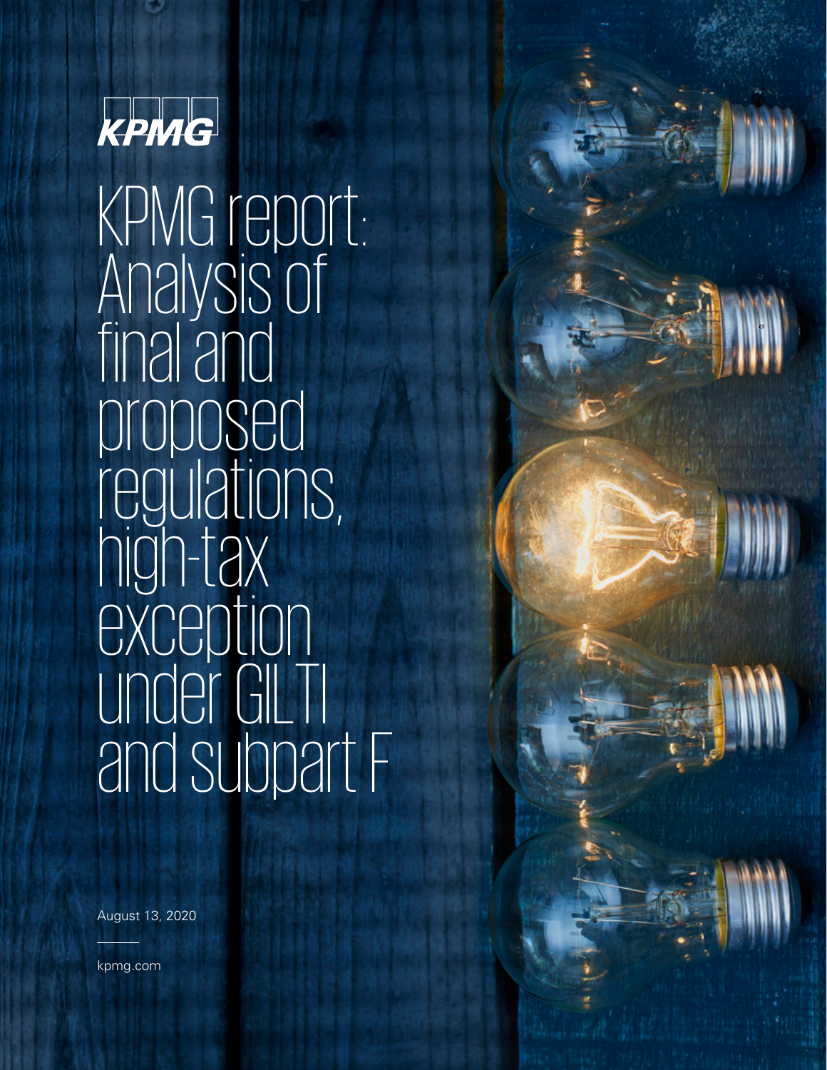KPMG

# KPMG report: Analysis of final and proposed regulations, high-tax exception under GILTI and subpart F

August 13, 2020

kpmg.com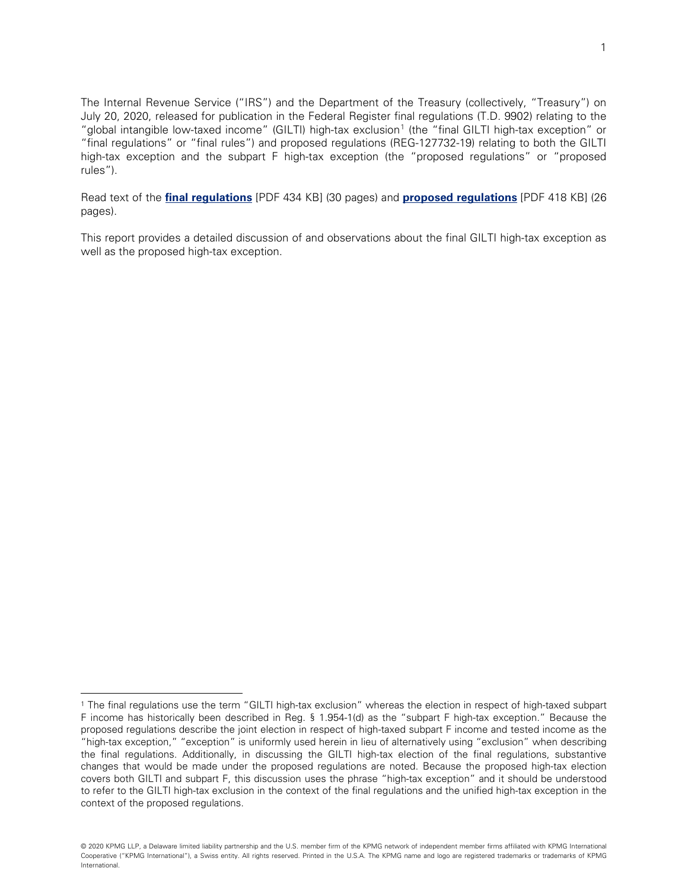The Internal Revenue Service ("IRS") and the Department of the Treasury (collectively, "Treasury") on July 20, 2020, released for publication in the Federal Register final regulations (T.D. 9902) relating to the "global intangible low-taxed income" (GILTI) high-tax exclusion[1] (the "final GILTI high-tax exception" or "final regulations" or "final rules") and proposed regulations (REG-127732-19) relating to both the GILTI high-tax exception and the subpart F high-tax exception (the "proposed regulations" or "proposed rules").

Read text of the **final regulations** [PDF 434 KB] (30 pages) and **proposed regulations** [PDF 418 KB] (26 pages).

This report provides a detailed discussion of and observations about the final GILTI high-tax exception as well as the proposed high-tax exception.

---

[1] The final regulations use the term "GILTI high-tax exclusion" whereas the election in respect of high-taxed subpart F income has historically been described in Reg. § 1.954-1(d) as the "subpart F high-tax exception." Because the proposed regulations describe the joint election in respect of high-taxed subpart F income and tested income as the "high-tax exception," "exception" is uniformly used herein in lieu of alternatively using "exclusion" when describing the final regulations. Additionally, in discussing the GILTI high-tax election of the final regulations, substantive changes that would be made under the proposed regulations are noted. Because the proposed high-tax election covers both GILTI and subpart F, this discussion uses the phrase "high-tax exception" and it should be understood to refer to the GILTI high-tax exclusion in the context of the final regulations and the unified high-tax exception in the context of the proposed regulations.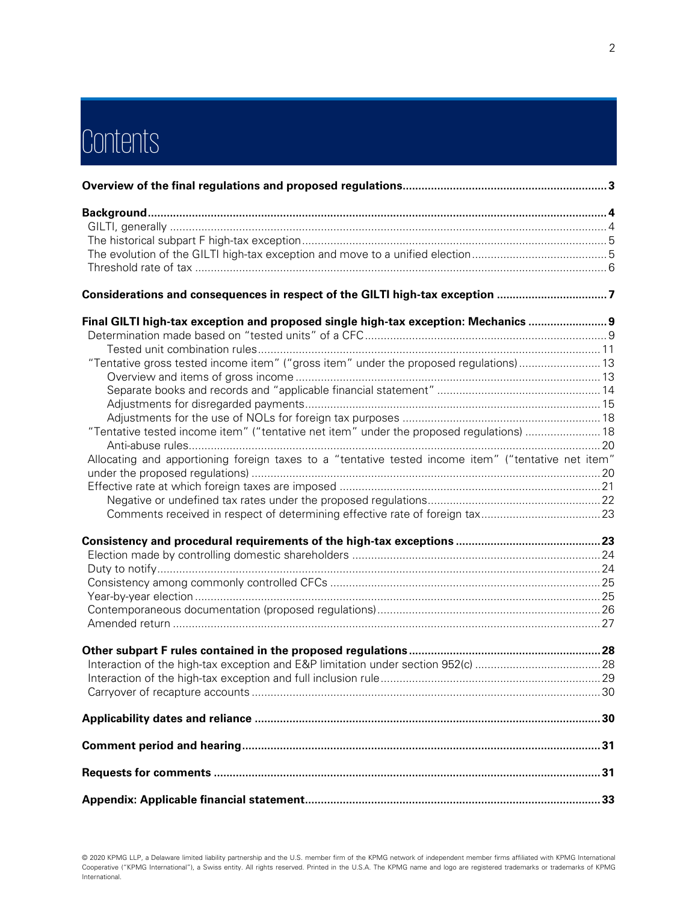# Contents

**Overview of the final regulations and proposed regulations................................................................3**

**Background...........................................................................................................................................4**

GILTI, generally .........................................................................................................................................4

The historical subpart F high-tax exception................................................................................................5

The evolution of the GILTI high-tax exception and move to a unified election...........................................5

Threshold rate of tax ..................................................................................................................................6

**Considerations and consequences in respect of the GILTI high-tax exception ..................................7**

**Final GILTI high-tax exception and proposed single high-tax exception: Mechanics ........................9**

Determination made based on "tested units" of a CFC............................................................................9

Tested unit combination rules............................................................................................11

"Tentative gross tested income item" ("gross item" under the proposed regulations)..........................13

Overview and items of gross income ................................................................................13

Separate books and records and "applicable financial statement" ...................................................14

Adjustments for disregarded payments.............................................................................15

Adjustments for the use of NOLs for foreign tax purposes ..............................................................18

"Tentative tested income item" ("tentative net item" under the proposed regulations) ........................18

Anti-abuse rules.................................................................................................................20

Allocating and apportioning foreign taxes to a "tentative tested income item" ("tentative net item" under the proposed regulations) ..............................................................................................20

Effective rate at which foreign taxes are imposed ..................................................................................21

Negative or undefined tax rates under the proposed regulations.......................................................22

Comments received in respect of determining effective rate of foreign tax......................................23

**Consistency and procedural requirements of the high-tax exceptions ..............................................23**

Election made by controlling domestic shareholders ..............................................................................24

Duty to notify............................................................................................................................................24

Consistency among commonly controlled CFCs .....................................................................................25

Year-by-year election ................................................................................................................................25

Contemporaneous documentation (proposed regulations).......................................................................26

Amended return .......................................................................................................................................27

**Other subpart F rules contained in the proposed regulations............................................................28**

Interaction of the high-tax exception and E&P limitation under section 952(c) ........................................28

Interaction of the high-tax exception and full inclusion rule......................................................................29

Carryover of recapture accounts ..............................................................................................................30

**Applicability dates and reliance .............................................................................................................30**

**Comment period and hearing..................................................................................................................31**

**Requests for comments ..........................................................................................................................31**

**Appendix: Applicable financial statement.............................................................................................33**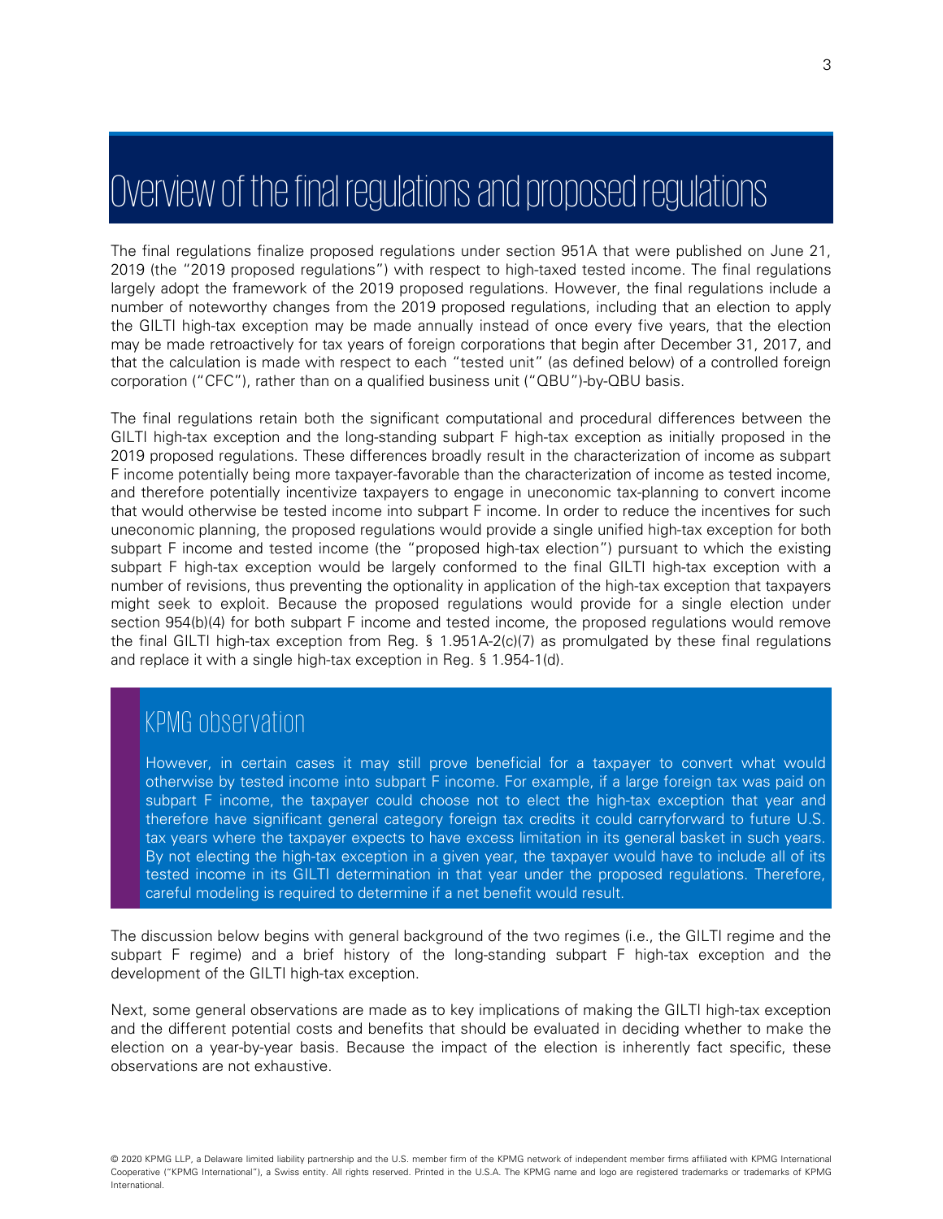# Overview of the final regulations and proposed regulations

The final regulations finalize proposed regulations under section 951A that were published on June 21, 2019 (the "2019 proposed regulations") with respect to high-taxed tested income. The final regulations largely adopt the framework of the 2019 proposed regulations. However, the final regulations include a number of noteworthy changes from the 2019 proposed regulations, including that an election to apply the GILTI high-tax exception may be made annually instead of once every five years, that the election may be made retroactively for tax years of foreign corporations that begin after December 31, 2017, and that the calculation is made with respect to each "tested unit" (as defined below) of a controlled foreign corporation ("CFC"), rather than on a qualified business unit ("QBU")-by-QBU basis.

The final regulations retain both the significant computational and procedural differences between the GILTI high-tax exception and the long-standing subpart F high-tax exception as initially proposed in the 2019 proposed regulations. These differences broadly result in the characterization of income as subpart F income potentially being more taxpayer-favorable than the characterization of income as tested income, and therefore potentially incentivize taxpayers to engage in uneconomic tax-planning to convert income that would otherwise be tested income into subpart F income. In order to reduce the incentives for such uneconomic planning, the proposed regulations would provide a single unified high-tax exception for both subpart F income and tested income (the "proposed high-tax election") pursuant to which the existing subpart F high-tax exception would be largely conformed to the final GILTI high-tax exception with a number of revisions, thus preventing the optionality in application of the high-tax exception that taxpayers might seek to exploit. Because the proposed regulations would provide for a single election under section 954(b)(4) for both subpart F income and tested income, the proposed regulations would remove the final GILTI high-tax exception from Reg. § 1.951A-2(c)(7) as promulgated by these final regulations and replace it with a single high-tax exception in Reg. § 1.954-1(d).

## KPMG observation

However, in certain cases it may still prove beneficial for a taxpayer to convert what would otherwise by tested income into subpart F income. For example, if a large foreign tax was paid on subpart F income, the taxpayer could choose not to elect the high-tax exception that year and therefore have significant general category foreign tax credits it could carryforward to future U.S. tax years where the taxpayer expects to have excess limitation in its general basket in such years. By not electing the high-tax exception in a given year, the taxpayer would have to include all of its tested income in its GILTI determination in that year under the proposed regulations. Therefore, careful modeling is required to determine if a net benefit would result.

The discussion below begins with general background of the two regimes (i.e., the GILTI regime and the subpart F regime) and a brief history of the long-standing subpart F high-tax exception and the development of the GILTI high-tax exception.

Next, some general observations are made as to key implications of making the GILTI high-tax exception and the different potential costs and benefits that should be evaluated in deciding whether to make the election on a year-by-year basis. Because the impact of the election is inherently fact specific, these observations are not exhaustive.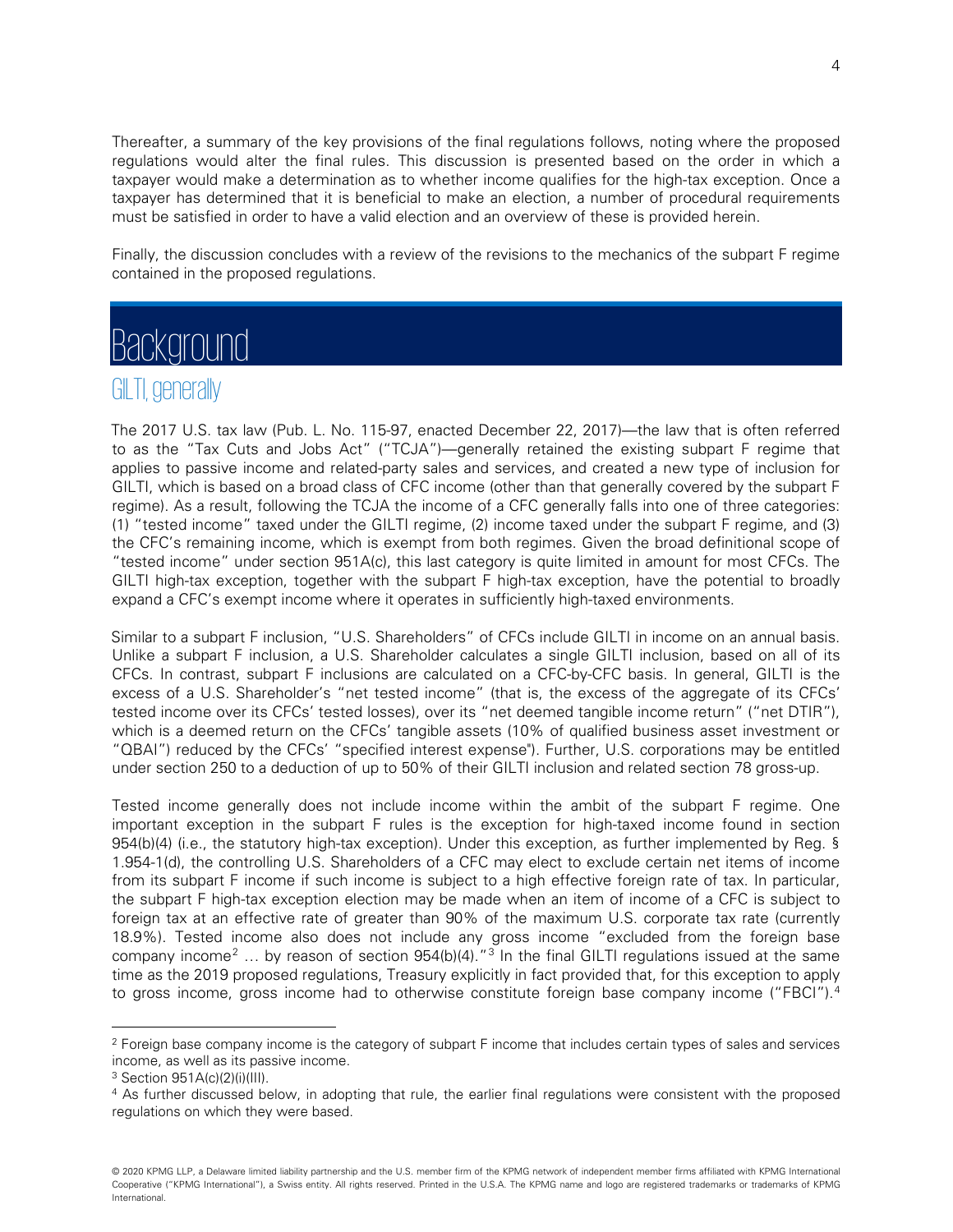Thereafter, a summary of the key provisions of the final regulations follows, noting where the proposed regulations would alter the final rules. This discussion is presented based on the order in which a taxpayer would make a determination as to whether income qualifies for the high-tax exception. Once a taxpayer has determined that it is beneficial to make an election, a number of procedural requirements must be satisfied in order to have a valid election and an overview of these is provided herein.

Finally, the discussion concludes with a review of the revisions to the mechanics of the subpart F regime contained in the proposed regulations.

# Background

## GILTI, generally

The 2017 U.S. tax law (Pub. L. No. 115-97, enacted December 22, 2017)—the law that is often referred to as the "Tax Cuts and Jobs Act" ("TCJA")—generally retained the existing subpart F regime that applies to passive income and related-party sales and services, and created a new type of inclusion for GILTI, which is based on a broad class of CFC income (other than that generally covered by the subpart F regime). As a result, following the TCJA the income of a CFC generally falls into one of three categories: (1) "tested income" taxed under the GILTI regime, (2) income taxed under the subpart F regime, and (3) the CFC's remaining income, which is exempt from both regimes. Given the broad definitional scope of "tested income" under section 951A(c), this last category is quite limited in amount for most CFCs. The GILTI high-tax exception, together with the subpart F high-tax exception, have the potential to broadly expand a CFC's exempt income where it operates in sufficiently high-taxed environments.

Similar to a subpart F inclusion, "U.S. Shareholders" of CFCs include GILTI in income on an annual basis. Unlike a subpart F inclusion, a U.S. Shareholder calculates a single GILTI inclusion, based on all of its CFCs. In contrast, subpart F inclusions are calculated on a CFC-by-CFC basis. In general, GILTI is the excess of a U.S. Shareholder's "net tested income" (that is, the excess of the aggregate of its CFCs' tested income over its CFCs' tested losses), over its "net deemed tangible income return" ("net DTIR"), which is a deemed return on the CFCs' tangible assets (10% of qualified business asset investment or "QBAI") reduced by the CFCs' "specified interest expense"). Further, U.S. corporations may be entitled under section 250 to a deduction of up to 50% of their GILTI inclusion and related section 78 gross-up.

Tested income generally does not include income within the ambit of the subpart F regime. One important exception in the subpart F rules is the exception for high-taxed income found in section 954(b)(4) (i.e., the statutory high-tax exception). Under this exception, as further implemented by Reg. § 1.954-1(d), the controlling U.S. Shareholders of a CFC may elect to exclude certain net items of income from its subpart F income if such income is subject to a high effective foreign rate of tax. In particular, the subpart F high-tax exception election may be made when an item of income of a CFC is subject to foreign tax at an effective rate of greater than 90% of the maximum U.S. corporate tax rate (currently 18.9%). Tested income also does not include any gross income "excluded from the foreign base company income[2] … by reason of section 954(b)(4)."[3] In the final GILTI regulations issued at the same time as the 2019 proposed regulations, Treasury explicitly in fact provided that, for this exception to apply to gross income, gross income had to otherwise constitute foreign base company income ("FBCI").[4]

---

[2] Foreign base company income is the category of subpart F income that includes certain types of sales and services income, as well as its passive income.

[3] Section 951A(c)(2)(i)(III).

[4] As further discussed below, in adopting that rule, the earlier final regulations were consistent with the proposed regulations on which they were based.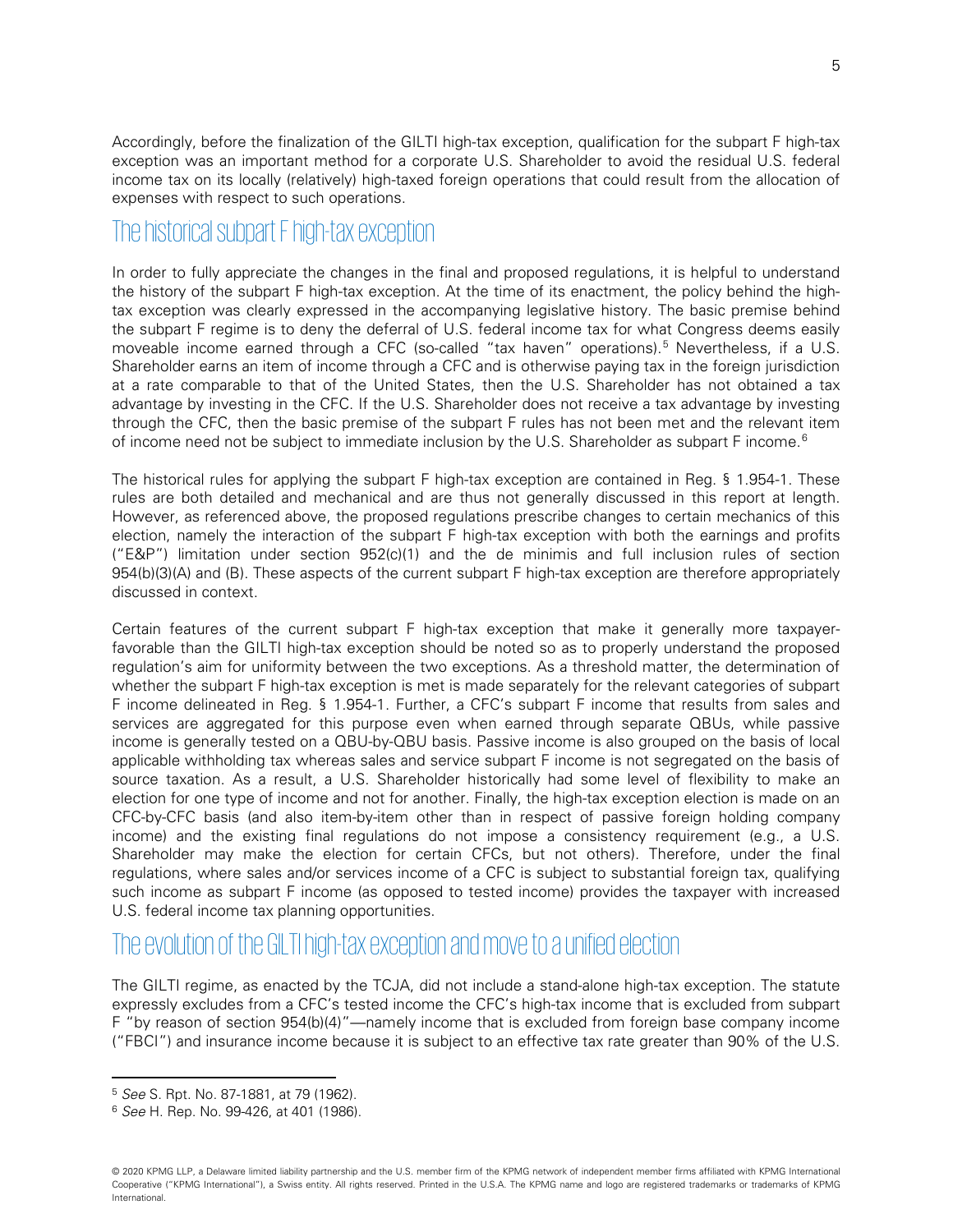Accordingly, before the finalization of the GILTI high-tax exception, qualification for the subpart F high-tax exception was an important method for a corporate U.S. Shareholder to avoid the residual U.S. federal income tax on its locally (relatively) high-taxed foreign operations that could result from the allocation of expenses with respect to such operations.

## The historical subpart F high-tax exception

In order to fully appreciate the changes in the final and proposed regulations, it is helpful to understand the history of the subpart F high-tax exception. At the time of its enactment, the policy behind the high-tax exception was clearly expressed in the accompanying legislative history. The basic premise behind the subpart F regime is to deny the deferral of U.S. federal income tax for what Congress deems easily moveable income earned through a CFC (so-called "tax haven" operations).[5] Nevertheless, if a U.S. Shareholder earns an item of income through a CFC and is otherwise paying tax in the foreign jurisdiction at a rate comparable to that of the United States, then the U.S. Shareholder has not obtained a tax advantage by investing in the CFC. If the U.S. Shareholder does not receive a tax advantage by investing through the CFC, then the basic premise of the subpart F rules has not been met and the relevant item of income need not be subject to immediate inclusion by the U.S. Shareholder as subpart F income.[6]

The historical rules for applying the subpart F high-tax exception are contained in Reg. § 1.954-1. These rules are both detailed and mechanical and are thus not generally discussed in this report at length. However, as referenced above, the proposed regulations prescribe changes to certain mechanics of this election, namely the interaction of the subpart F high-tax exception with both the earnings and profits ("E&P") limitation under section 952(c)(1) and the de minimis and full inclusion rules of section 954(b)(3)(A) and (B). These aspects of the current subpart F high-tax exception are therefore appropriately discussed in context.

Certain features of the current subpart F high-tax exception that make it generally more taxpayer-favorable than the GILTI high-tax exception should be noted so as to properly understand the proposed regulation's aim for uniformity between the two exceptions. As a threshold matter, the determination of whether the subpart F high-tax exception is met is made separately for the relevant categories of subpart F income delineated in Reg. § 1.954-1. Further, a CFC's subpart F income that results from sales and services are aggregated for this purpose even when earned through separate QBUs, while passive income is generally tested on a QBU-by-QBU basis. Passive income is also grouped on the basis of local applicable withholding tax whereas sales and service subpart F income is not segregated on the basis of source taxation. As a result, a U.S. Shareholder historically had some level of flexibility to make an election for one type of income and not for another. Finally, the high-tax exception election is made on an CFC-by-CFC basis (and also item-by-item other than in respect of passive foreign holding company income) and the existing final regulations do not impose a consistency requirement (e.g., a U.S. Shareholder may make the election for certain CFCs, but not others). Therefore, under the final regulations, where sales and/or services income of a CFC is subject to substantial foreign tax, qualifying such income as subpart F income (as opposed to tested income) provides the taxpayer with increased U.S. federal income tax planning opportunities.

## The evolution of the GILTI high-tax exception and move to a unified election

The GILTI regime, as enacted by the TCJA, did not include a stand-alone high-tax exception. The statute expressly excludes from a CFC's tested income the CFC's high-tax income that is excluded from subpart F "by reason of section 954(b)(4)"—namely income that is excluded from foreign base company income ("FBCI") and insurance income because it is subject to an effective tax rate greater than 90% of the U.S.

---

[5] *See* S. Rpt. No. 87-1881, at 79 (1962).

[6] *See* H. Rep. No. 99-426, at 401 (1986).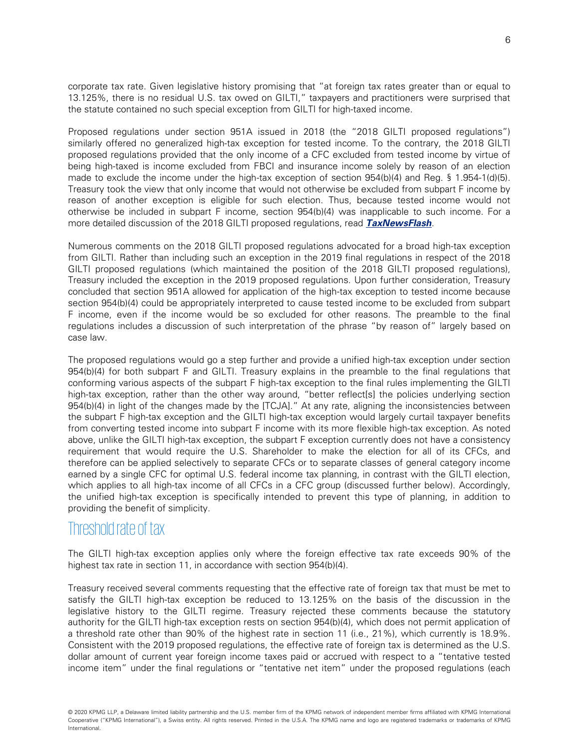corporate tax rate. Given legislative history promising that "at foreign tax rates greater than or equal to 13.125%, there is no residual U.S. tax owed on GILTI," taxpayers and practitioners were surprised that the statute contained no such special exception from GILTI for high-taxed income.

Proposed regulations under section 951A issued in 2018 (the "2018 GILTI proposed regulations") similarly offered no generalized high-tax exception for tested income. To the contrary, the 2018 GILTI proposed regulations provided that the only income of a CFC excluded from tested income by virtue of being high-taxed is income excluded from FBCI and insurance income solely by reason of an election made to exclude the income under the high-tax exception of section 954(b)(4) and Reg. § 1.954-1(d)(5). Treasury took the view that only income that would not otherwise be excluded from subpart F income by reason of another exception is eligible for such election. Thus, because tested income would not otherwise be included in subpart F income, section 954(b)(4) was inapplicable to such income. For a more detailed discussion of the 2018 GILTI proposed regulations, read ***TaxNewsFlash***.

Numerous comments on the 2018 GILTI proposed regulations advocated for a broad high-tax exception from GILTI. Rather than including such an exception in the 2019 final regulations in respect of the 2018 GILTI proposed regulations (which maintained the position of the 2018 GILTI proposed regulations), Treasury included the exception in the 2019 proposed regulations. Upon further consideration, Treasury concluded that section 951A allowed for application of the high-tax exception to tested income because section 954(b)(4) could be appropriately interpreted to cause tested income to be excluded from subpart F income, even if the income would be so excluded for other reasons. The preamble to the final regulations includes a discussion of such interpretation of the phrase "by reason of" largely based on case law.

The proposed regulations would go a step further and provide a unified high-tax exception under section 954(b)(4) for both subpart F and GILTI. Treasury explains in the preamble to the final regulations that conforming various aspects of the subpart F high-tax exception to the final rules implementing the GILTI high-tax exception, rather than the other way around, "better reflect[s] the policies underlying section 954(b)(4) in light of the changes made by the [TCJA]." At any rate, aligning the inconsistencies between the subpart F high-tax exception and the GILTI high-tax exception would largely curtail taxpayer benefits from converting tested income into subpart F income with its more flexible high-tax exception. As noted above, unlike the GILTI high-tax exception, the subpart F exception currently does not have a consistency requirement that would require the U.S. Shareholder to make the election for all of its CFCs, and therefore can be applied selectively to separate CFCs or to separate classes of general category income earned by a single CFC for optimal U.S. federal income tax planning, in contrast with the GILTI election, which applies to all high-tax income of all CFCs in a CFC group (discussed further below). Accordingly, the unified high-tax exception is specifically intended to prevent this type of planning, in addition to providing the benefit of simplicity.

## Threshold rate of tax

The GILTI high-tax exception applies only where the foreign effective tax rate exceeds 90% of the highest tax rate in section 11, in accordance with section 954(b)(4).

Treasury received several comments requesting that the effective rate of foreign tax that must be met to satisfy the GILTI high-tax exception be reduced to 13.125% on the basis of the discussion in the legislative history to the GILTI regime. Treasury rejected these comments because the statutory authority for the GILTI high-tax exception rests on section 954(b)(4), which does not permit application of a threshold rate other than 90% of the highest rate in section 11 (i.e., 21%), which currently is 18.9%. Consistent with the 2019 proposed regulations, the effective rate of foreign tax is determined as the U.S. dollar amount of current year foreign income taxes paid or accrued with respect to a "tentative tested income item" under the final regulations or "tentative net item" under the proposed regulations (each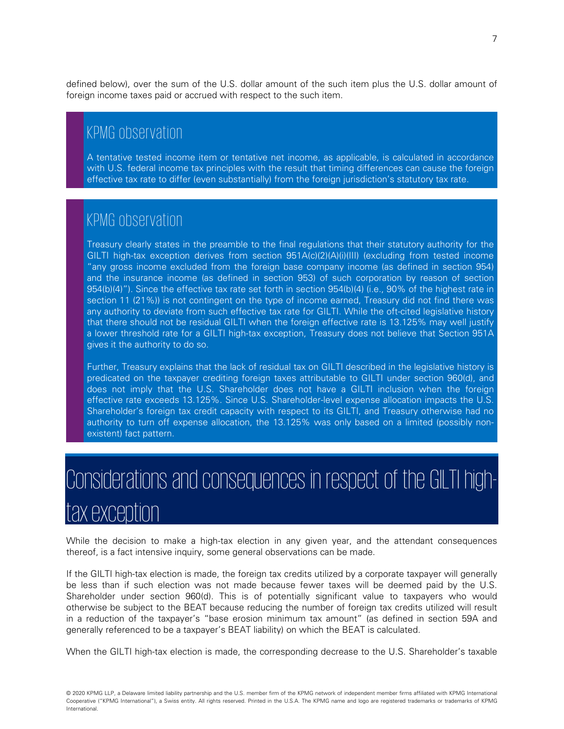defined below), over the sum of the U.S. dollar amount of the such item plus the U.S. dollar amount of foreign income taxes paid or accrued with respect to the such item.

### KPMG observation

A tentative tested income item or tentative net income, as applicable, is calculated in accordance with U.S. federal income tax principles with the result that timing differences can cause the foreign effective tax rate to differ (even substantially) from the foreign jurisdiction's statutory tax rate.

### KPMG observation

Treasury clearly states in the preamble to the final regulations that their statutory authority for the GILTI high-tax exception derives from section 951A(c)(2)(A)(i)(III) (excluding from tested income "any gross income excluded from the foreign base company income (as defined in section 954) and the insurance income (as defined in section 953) of such corporation by reason of section 954(b)(4)"). Since the effective tax rate set forth in section 954(b)(4) (i.e., 90% of the highest rate in section 11 (21%)) is not contingent on the type of income earned, Treasury did not find there was any authority to deviate from such effective tax rate for GILTI. While the oft-cited legislative history that there should not be residual GILTI when the foreign effective rate is 13.125% may well justify a lower threshold rate for a GILTI high-tax exception, Treasury does not believe that Section 951A gives it the authority to do so.

Further, Treasury explains that the lack of residual tax on GILTI described in the legislative history is predicated on the taxpayer crediting foreign taxes attributable to GILTI under section 960(d), and does not imply that the U.S. Shareholder does not have a GILTI inclusion when the foreign effective rate exceeds 13.125%. Since U.S. Shareholder-level expense allocation impacts the U.S. Shareholder's foreign tax credit capacity with respect to its GILTI, and Treasury otherwise had no authority to turn off expense allocation, the 13.125% was only based on a limited (possibly non-existent) fact pattern.

## Considerations and consequences in respect of the GILTI high-tax exception

While the decision to make a high-tax election in any given year, and the attendant consequences thereof, is a fact intensive inquiry, some general observations can be made.

If the GILTI high-tax election is made, the foreign tax credits utilized by a corporate taxpayer will generally be less than if such election was not made because fewer taxes will be deemed paid by the U.S. Shareholder under section 960(d). This is of potentially significant value to taxpayers who would otherwise be subject to the BEAT because reducing the number of foreign tax credits utilized will result in a reduction of the taxpayer's "base erosion minimum tax amount" (as defined in section 59A and generally referenced to be a taxpayer's BEAT liability) on which the BEAT is calculated.

When the GILTI high-tax election is made, the corresponding decrease to the U.S. Shareholder's taxable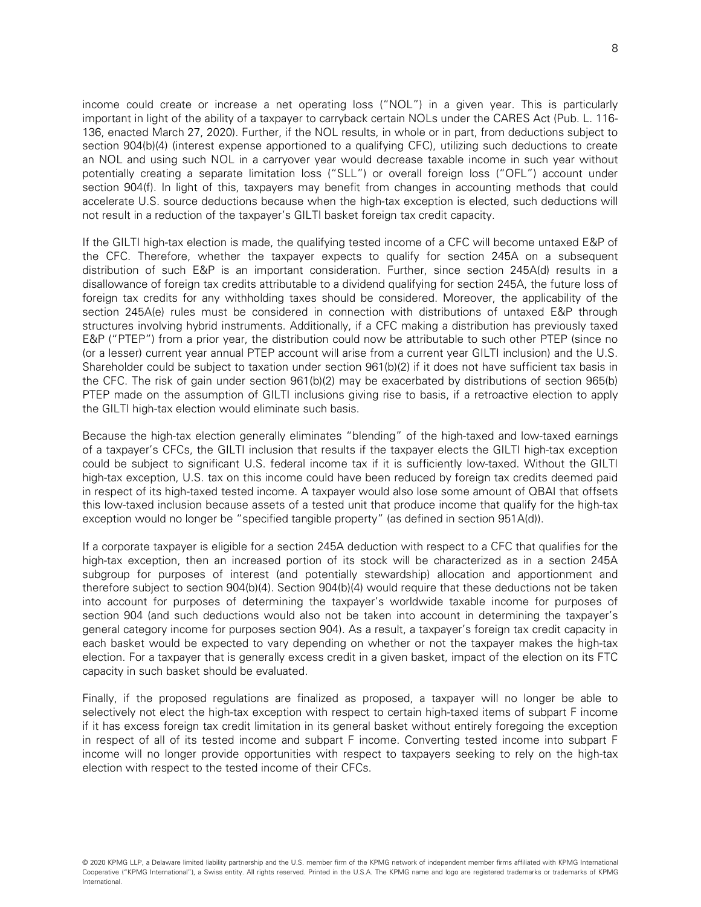income could create or increase a net operating loss ("NOL") in a given year. This is particularly important in light of the ability of a taxpayer to carryback certain NOLs under the CARES Act (Pub. L. 116-136, enacted March 27, 2020). Further, if the NOL results, in whole or in part, from deductions subject to section 904(b)(4) (interest expense apportioned to a qualifying CFC), utilizing such deductions to create an NOL and using such NOL in a carryover year would decrease taxable income in such year without potentially creating a separate limitation loss ("SLL") or overall foreign loss ("OFL") account under section 904(f). In light of this, taxpayers may benefit from changes in accounting methods that could accelerate U.S. source deductions because when the high-tax exception is elected, such deductions will not result in a reduction of the taxpayer's GILTI basket foreign tax credit capacity.

If the GILTI high-tax election is made, the qualifying tested income of a CFC will become untaxed E&P of the CFC. Therefore, whether the taxpayer expects to qualify for section 245A on a subsequent distribution of such E&P is an important consideration. Further, since section 245A(d) results in a disallowance of foreign tax credits attributable to a dividend qualifying for section 245A, the future loss of foreign tax credits for any withholding taxes should be considered. Moreover, the applicability of the section 245A(e) rules must be considered in connection with distributions of untaxed E&P through structures involving hybrid instruments. Additionally, if a CFC making a distribution has previously taxed E&P ("PTEP") from a prior year, the distribution could now be attributable to such other PTEP (since no (or a lesser) current year annual PTEP account will arise from a current year GILTI inclusion) and the U.S. Shareholder could be subject to taxation under section 961(b)(2) if it does not have sufficient tax basis in the CFC. The risk of gain under section 961(b)(2) may be exacerbated by distributions of section 965(b) PTEP made on the assumption of GILTI inclusions giving rise to basis, if a retroactive election to apply the GILTI high-tax election would eliminate such basis.

Because the high-tax election generally eliminates "blending" of the high-taxed and low-taxed earnings of a taxpayer's CFCs, the GILTI inclusion that results if the taxpayer elects the GILTI high-tax exception could be subject to significant U.S. federal income tax if it is sufficiently low-taxed. Without the GILTI high-tax exception, U.S. tax on this income could have been reduced by foreign tax credits deemed paid in respect of its high-taxed tested income. A taxpayer would also lose some amount of QBAI that offsets this low-taxed inclusion because assets of a tested unit that produce income that qualify for the high-tax exception would no longer be "specified tangible property" (as defined in section 951A(d)).

If a corporate taxpayer is eligible for a section 245A deduction with respect to a CFC that qualifies for the high-tax exception, then an increased portion of its stock will be characterized as in a section 245A subgroup for purposes of interest (and potentially stewardship) allocation and apportionment and therefore subject to section 904(b)(4). Section 904(b)(4) would require that these deductions not be taken into account for purposes of determining the taxpayer's worldwide taxable income for purposes of section 904 (and such deductions would also not be taken into account in determining the taxpayer's general category income for purposes section 904). As a result, a taxpayer's foreign tax credit capacity in each basket would be expected to vary depending on whether or not the taxpayer makes the high-tax election. For a taxpayer that is generally excess credit in a given basket, impact of the election on its FTC capacity in such basket should be evaluated.

Finally, if the proposed regulations are finalized as proposed, a taxpayer will no longer be able to selectively not elect the high-tax exception with respect to certain high-taxed items of subpart F income if it has excess foreign tax credit limitation in its general basket without entirely foregoing the exception in respect of all of its tested income and subpart F income. Converting tested income into subpart F income will no longer provide opportunities with respect to taxpayers seeking to rely on the high-tax election with respect to the tested income of their CFCs.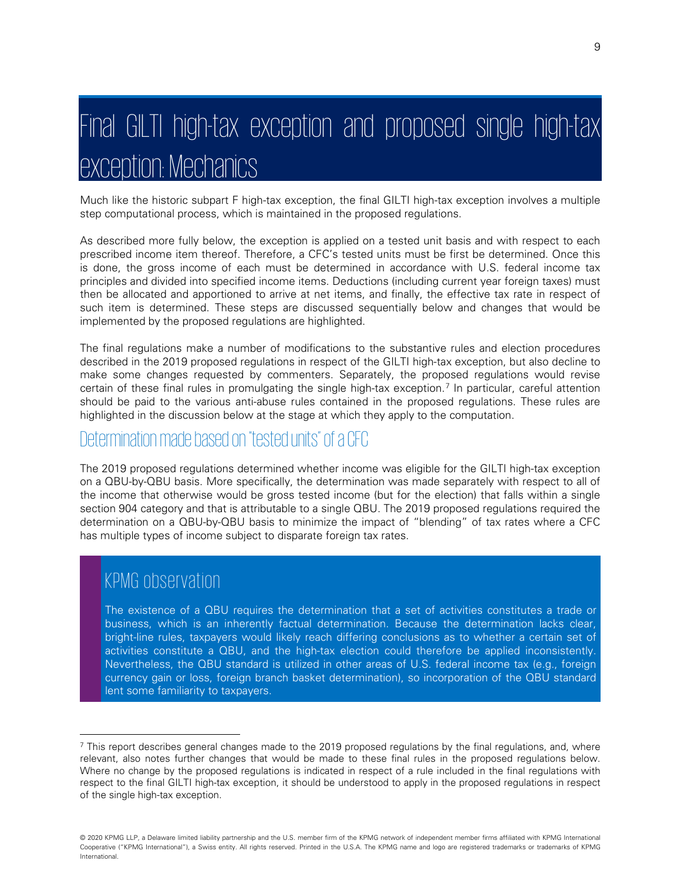# Final GILTI high-tax exception and proposed single high-tax exception: Mechanics

Much like the historic subpart F high-tax exception, the final GILTI high-tax exception involves a multiple step computational process, which is maintained in the proposed regulations.

As described more fully below, the exception is applied on a tested unit basis and with respect to each prescribed income item thereof. Therefore, a CFC's tested units must be first be determined. Once this is done, the gross income of each must be determined in accordance with U.S. federal income tax principles and divided into specified income items. Deductions (including current year foreign taxes) must then be allocated and apportioned to arrive at net items, and finally, the effective tax rate in respect of such item is determined. These steps are discussed sequentially below and changes that would be implemented by the proposed regulations are highlighted.

The final regulations make a number of modifications to the substantive rules and election procedures described in the 2019 proposed regulations in respect of the GILTI high-tax exception, but also decline to make some changes requested by commenters. Separately, the proposed regulations would revise certain of these final rules in promulgating the single high-tax exception.[7] In particular, careful attention should be paid to the various anti-abuse rules contained in the proposed regulations. These rules are highlighted in the discussion below at the stage at which they apply to the computation.

## Determination made based on "tested units" of a CFC

The 2019 proposed regulations determined whether income was eligible for the GILTI high-tax exception on a QBU-by-QBU basis. More specifically, the determination was made separately with respect to all of the income that otherwise would be gross tested income (but for the election) that falls within a single section 904 category and that is attributable to a single QBU. The 2019 proposed regulations required the determination on a QBU-by-QBU basis to minimize the impact of "blending" of tax rates where a CFC has multiple types of income subject to disparate foreign tax rates.

### KPMG observation

The existence of a QBU requires the determination that a set of activities constitutes a trade or business, which is an inherently factual determination. Because the determination lacks clear, bright-line rules, taxpayers would likely reach differing conclusions as to whether a certain set of activities constitute a QBU, and the high-tax election could therefore be applied inconsistently. Nevertheless, the QBU standard is utilized in other areas of U.S. federal income tax (e.g., foreign currency gain or loss, foreign branch basket determination), so incorporation of the QBU standard lent some familiarity to taxpayers.

---

[7] This report describes general changes made to the 2019 proposed regulations by the final regulations, and, where relevant, also notes further changes that would be made to these final rules in the proposed regulations below. Where no change by the proposed regulations is indicated in respect of a rule included in the final regulations with respect to the final GILTI high-tax exception, it should be understood to apply in the proposed regulations in respect of the single high-tax exception.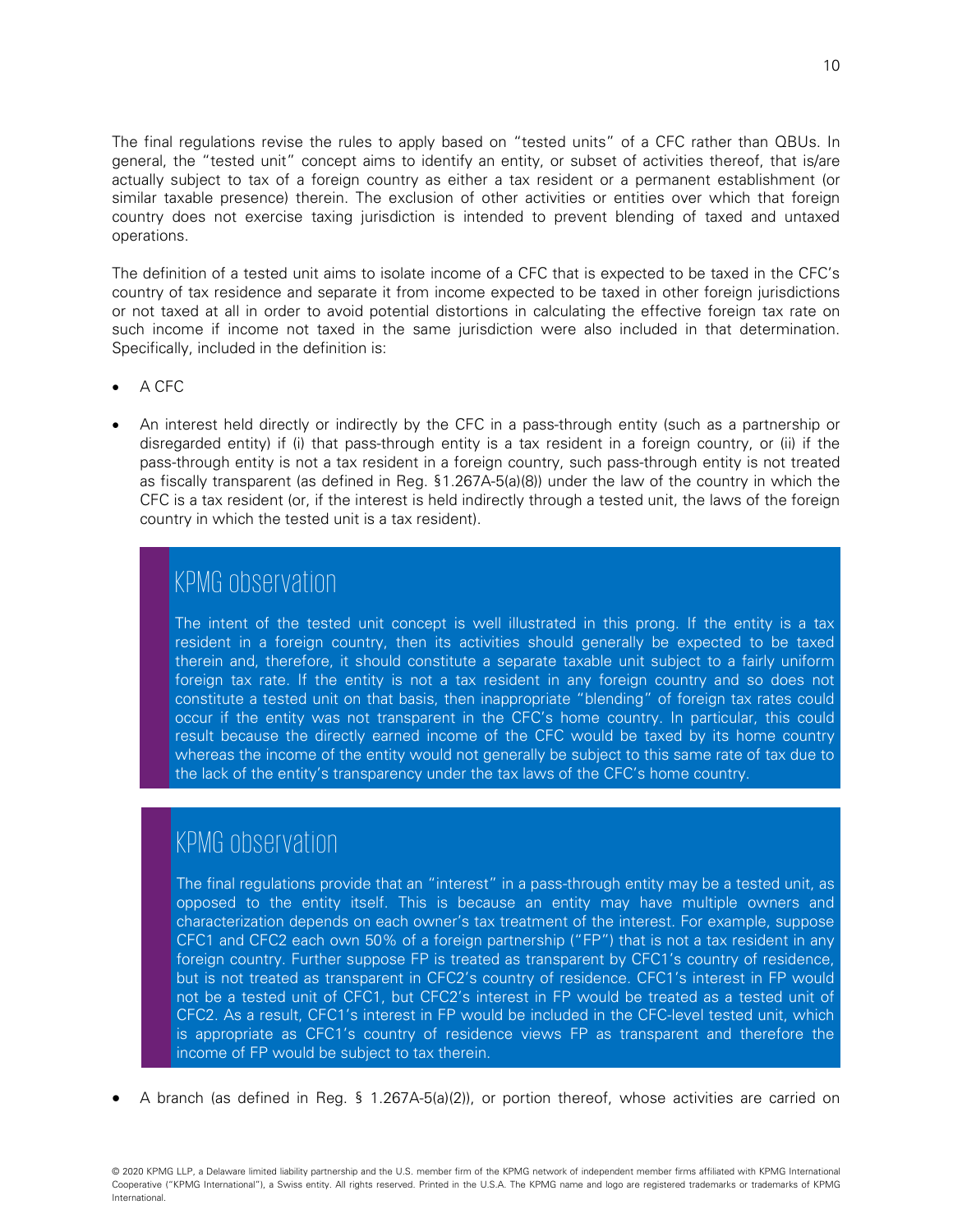The final regulations revise the rules to apply based on "tested units" of a CFC rather than QBUs. In general, the "tested unit" concept aims to identify an entity, or subset of activities thereof, that is/are actually subject to tax of a foreign country as either a tax resident or a permanent establishment (or similar taxable presence) therein. The exclusion of other activities or entities over which that foreign country does not exercise taxing jurisdiction is intended to prevent blending of taxed and untaxed operations.

The definition of a tested unit aims to isolate income of a CFC that is expected to be taxed in the CFC's country of tax residence and separate it from income expected to be taxed in other foreign jurisdictions or not taxed at all in order to avoid potential distortions in calculating the effective foreign tax rate on such income if income not taxed in the same jurisdiction were also included in that determination. Specifically, included in the definition is:

- A CFC
- An interest held directly or indirectly by the CFC in a pass-through entity (such as a partnership or disregarded entity) if (i) that pass-through entity is a tax resident in a foreign country, or (ii) if the pass-through entity is not a tax resident in a foreign country, such pass-through entity is not treated as fiscally transparent (as defined in Reg. §1.267A-5(a)(8)) under the law of the country in which the CFC is a tax resident (or, if the interest is held indirectly through a tested unit, the laws of the foreign country in which the tested unit is a tax resident).

> ## KPMG observation
>
> The intent of the tested unit concept is well illustrated in this prong. If the entity is a tax resident in a foreign country, then its activities should generally be expected to be taxed therein and, therefore, it should constitute a separate taxable unit subject to a fairly uniform foreign tax rate. If the entity is not a tax resident in any foreign country and so does not constitute a tested unit on that basis, then inappropriate "blending" of foreign tax rates could occur if the entity was not transparent in the CFC's home country. In particular, this could result because the directly earned income of the CFC would be taxed by its home country whereas the income of the entity would not generally be subject to this same rate of tax due to the lack of the entity's transparency under the tax laws of the CFC's home country.

> ## KPMG observation
>
> The final regulations provide that an "interest" in a pass-through entity may be a tested unit, as opposed to the entity itself. This is because an entity may have multiple owners and characterization depends on each owner's tax treatment of the interest. For example, suppose CFC1 and CFC2 each own 50% of a foreign partnership ("FP") that is not a tax resident in any foreign country. Further suppose FP is treated as transparent by CFC1's country of residence, but is not treated as transparent in CFC2's country of residence. CFC1's interest in FP would not be a tested unit of CFC1, but CFC2's interest in FP would be treated as a tested unit of CFC2. As a result, CFC1's interest in FP would be included in the CFC-level tested unit, which is appropriate as CFC1's country of residence views FP as transparent and therefore the income of FP would be subject to tax therein.

- A branch (as defined in Reg. § 1.267A-5(a)(2)), or portion thereof, whose activities are carried on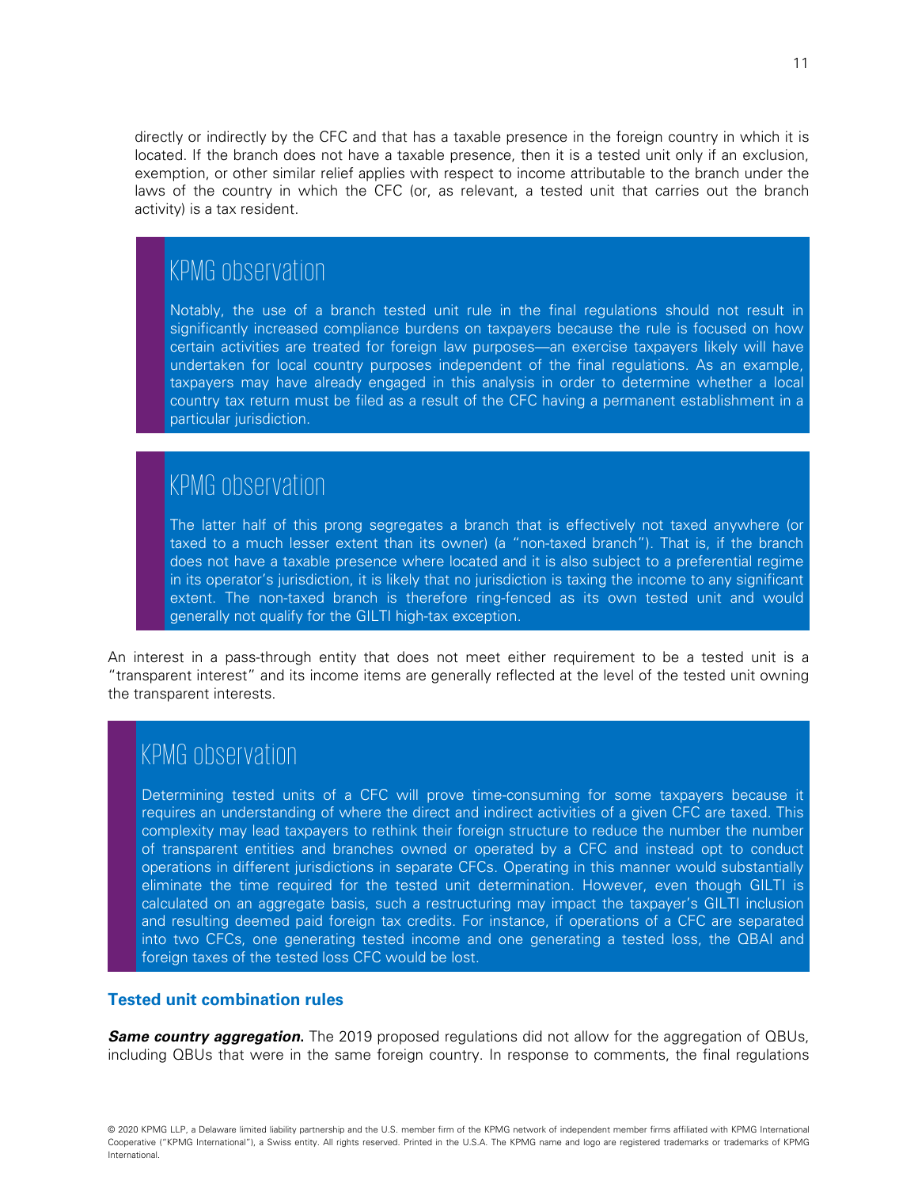directly or indirectly by the CFC and that has a taxable presence in the foreign country in which it is located. If the branch does not have a taxable presence, then it is a tested unit only if an exclusion, exemption, or other similar relief applies with respect to income attributable to the branch under the laws of the country in which the CFC (or, as relevant, a tested unit that carries out the branch activity) is a tax resident.

> ### KPMG observation
>
> Notably, the use of a branch tested unit rule in the final regulations should not result in significantly increased compliance burdens on taxpayers because the rule is focused on how certain activities are treated for foreign law purposes—an exercise taxpayers likely will have undertaken for local country purposes independent of the final regulations. As an example, taxpayers may have already engaged in this analysis in order to determine whether a local country tax return must be filed as a result of the CFC having a permanent establishment in a particular jurisdiction.

> ### KPMG observation
>
> The latter half of this prong segregates a branch that is effectively not taxed anywhere (or taxed to a much lesser extent than its owner) (a "non-taxed branch"). That is, if the branch does not have a taxable presence where located and it is also subject to a preferential regime in its operator's jurisdiction, it is likely that no jurisdiction is taxing the income to any significant extent. The non-taxed branch is therefore ring-fenced as its own tested unit and would generally not qualify for the GILTI high-tax exception.

An interest in a pass-through entity that does not meet either requirement to be a tested unit is a "transparent interest" and its income items are generally reflected at the level of the tested unit owning the transparent interests.

> ### KPMG observation
>
> Determining tested units of a CFC will prove time-consuming for some taxpayers because it requires an understanding of where the direct and indirect activities of a given CFC are taxed. This complexity may lead taxpayers to rethink their foreign structure to reduce the number the number of transparent entities and branches owned or operated by a CFC and instead opt to conduct operations in different jurisdictions in separate CFCs. Operating in this manner would substantially eliminate the time required for the tested unit determination. However, even though GILTI is calculated on an aggregate basis, such a restructuring may impact the taxpayer's GILTI inclusion and resulting deemed paid foreign tax credits. For instance, if operations of a CFC are separated into two CFCs, one generating tested income and one generating a tested loss, the QBAI and foreign taxes of the tested loss CFC would be lost.

### Tested unit combination rules

***Same country aggregation.*** The 2019 proposed regulations did not allow for the aggregation of QBUs, including QBUs that were in the same foreign country. In response to comments, the final regulations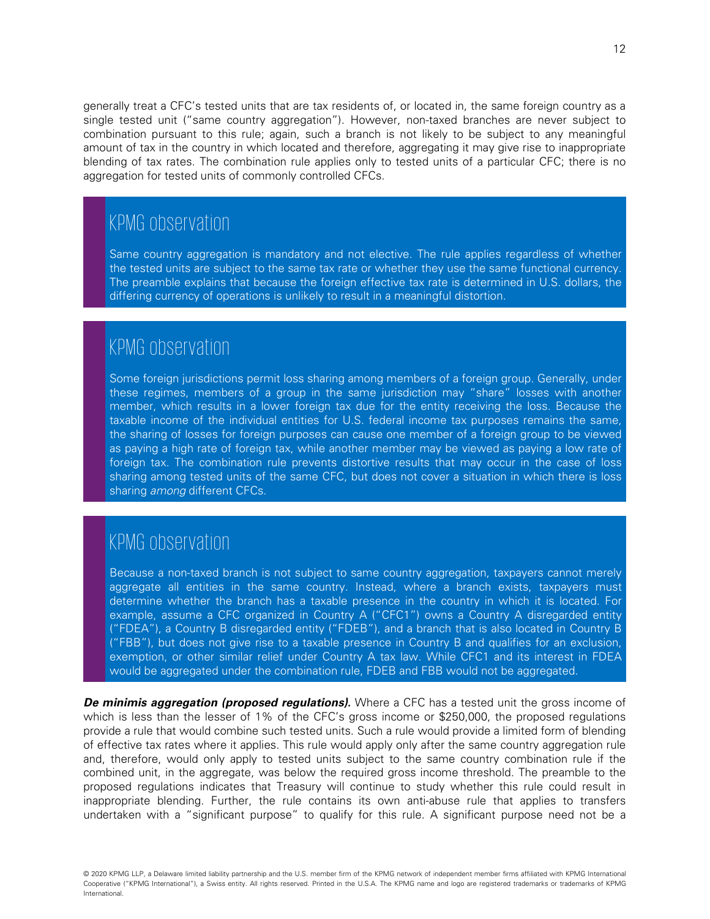generally treat a CFC's tested units that are tax residents of, or located in, the same foreign country as a single tested unit ("same country aggregation"). However, non-taxed branches are never subject to combination pursuant to this rule; again, such a branch is not likely to be subject to any meaningful amount of tax in the country in which located and therefore, aggregating it may give rise to inappropriate blending of tax rates. The combination rule applies only to tested units of a particular CFC; there is no aggregation for tested units of commonly controlled CFCs.

## KPMG observation

Same country aggregation is mandatory and not elective. The rule applies regardless of whether the tested units are subject to the same tax rate or whether they use the same functional currency. The preamble explains that because the foreign effective tax rate is determined in U.S. dollars, the differing currency of operations is unlikely to result in a meaningful distortion.

## KPMG observation

Some foreign jurisdictions permit loss sharing among members of a foreign group. Generally, under these regimes, members of a group in the same jurisdiction may "share" losses with another member, which results in a lower foreign tax due for the entity receiving the loss. Because the taxable income of the individual entities for U.S. federal income tax purposes remains the same, the sharing of losses for foreign purposes can cause one member of a foreign group to be viewed as paying a high rate of foreign tax, while another member may be viewed as paying a low rate of foreign tax. The combination rule prevents distortive results that may occur in the case of loss sharing among tested units of the same CFC, but does not cover a situation in which there is loss sharing *among* different CFCs.

## KPMG observation

Because a non-taxed branch is not subject to same country aggregation, taxpayers cannot merely aggregate all entities in the same country. Instead, where a branch exists, taxpayers must determine whether the branch has a taxable presence in the country in which it is located. For example, assume a CFC organized in Country A ("CFC1") owns a Country A disregarded entity ("FDEA"), a Country B disregarded entity ("FDEB"), and a branch that is also located in Country B ("FBB"), but does not give rise to a taxable presence in Country B and qualifies for an exclusion, exemption, or other similar relief under Country A tax law. While CFC1 and its interest in FDEA would be aggregated under the combination rule, FDEB and FBB would not be aggregated.

***De minimis aggregation (proposed regulations).*** Where a CFC has a tested unit the gross income of which is less than the lesser of 1% of the CFC's gross income or $250,000, the proposed regulations provide a rule that would combine such tested units. Such a rule would provide a limited form of blending of effective tax rates where it applies. This rule would apply only after the same country aggregation rule and, therefore, would only apply to tested units subject to the same country combination rule if the combined unit, in the aggregate, was below the required gross income threshold. The preamble to the proposed regulations indicates that Treasury will continue to study whether this rule could result in inappropriate blending. Further, the rule contains its own anti-abuse rule that applies to transfers undertaken with a "significant purpose" to qualify for this rule. A significant purpose need not be a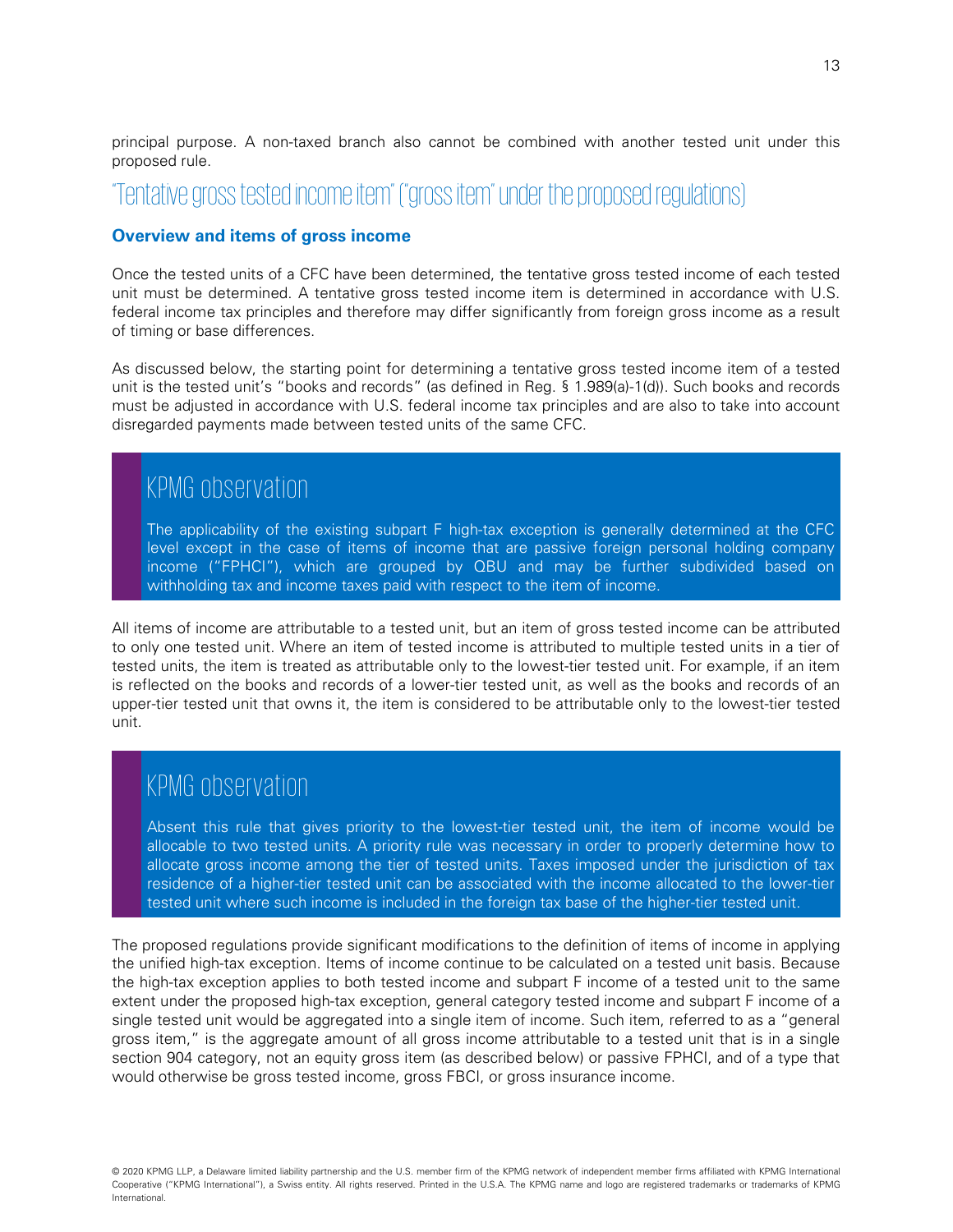principal purpose. A non-taxed branch also cannot be combined with another tested unit under this proposed rule.

## "Tentative gross tested income item" ("gross item" under the proposed regulations)

### Overview and items of gross income

Once the tested units of a CFC have been determined, the tentative gross tested income of each tested unit must be determined. A tentative gross tested income item is determined in accordance with U.S. federal income tax principles and therefore may differ significantly from foreign gross income as a result of timing or base differences.

As discussed below, the starting point for determining a tentative gross tested income item of a tested unit is the tested unit's "books and records" (as defined in Reg. § 1.989(a)-1(d)). Such books and records must be adjusted in accordance with U.S. federal income tax principles and are also to take into account disregarded payments made between tested units of the same CFC.

> **KPMG observation**
>
> The applicability of the existing subpart F high-tax exception is generally determined at the CFC level except in the case of items of income that are passive foreign personal holding company income ("FPHCI"), which are grouped by QBU and may be further subdivided based on withholding tax and income taxes paid with respect to the item of income.

All items of income are attributable to a tested unit, but an item of gross tested income can be attributed to only one tested unit. Where an item of tested income is attributed to multiple tested units in a tier of tested units, the item is treated as attributable only to the lowest-tier tested unit. For example, if an item is reflected on the books and records of a lower-tier tested unit, as well as the books and records of an upper-tier tested unit that owns it, the item is considered to be attributable only to the lowest-tier tested unit.

> **KPMG observation**
>
> Absent this rule that gives priority to the lowest-tier tested unit, the item of income would be allocable to two tested units. A priority rule was necessary in order to properly determine how to allocate gross income among the tier of tested units. Taxes imposed under the jurisdiction of tax residence of a higher-tier tested unit can be associated with the income allocated to the lower-tier tested unit where such income is included in the foreign tax base of the higher-tier tested unit.

The proposed regulations provide significant modifications to the definition of items of income in applying the unified high-tax exception. Items of income continue to be calculated on a tested unit basis. Because the high-tax exception applies to both tested income and subpart F income of a tested unit to the same extent under the proposed high-tax exception, general category tested income and subpart F income of a single tested unit would be aggregated into a single item of income. Such item, referred to as a "general gross item," is the aggregate amount of all gross income attributable to a tested unit that is in a single section 904 category, not an equity gross item (as described below) or passive FPHCI, and of a type that would otherwise be gross tested income, gross FBCI, or gross insurance income.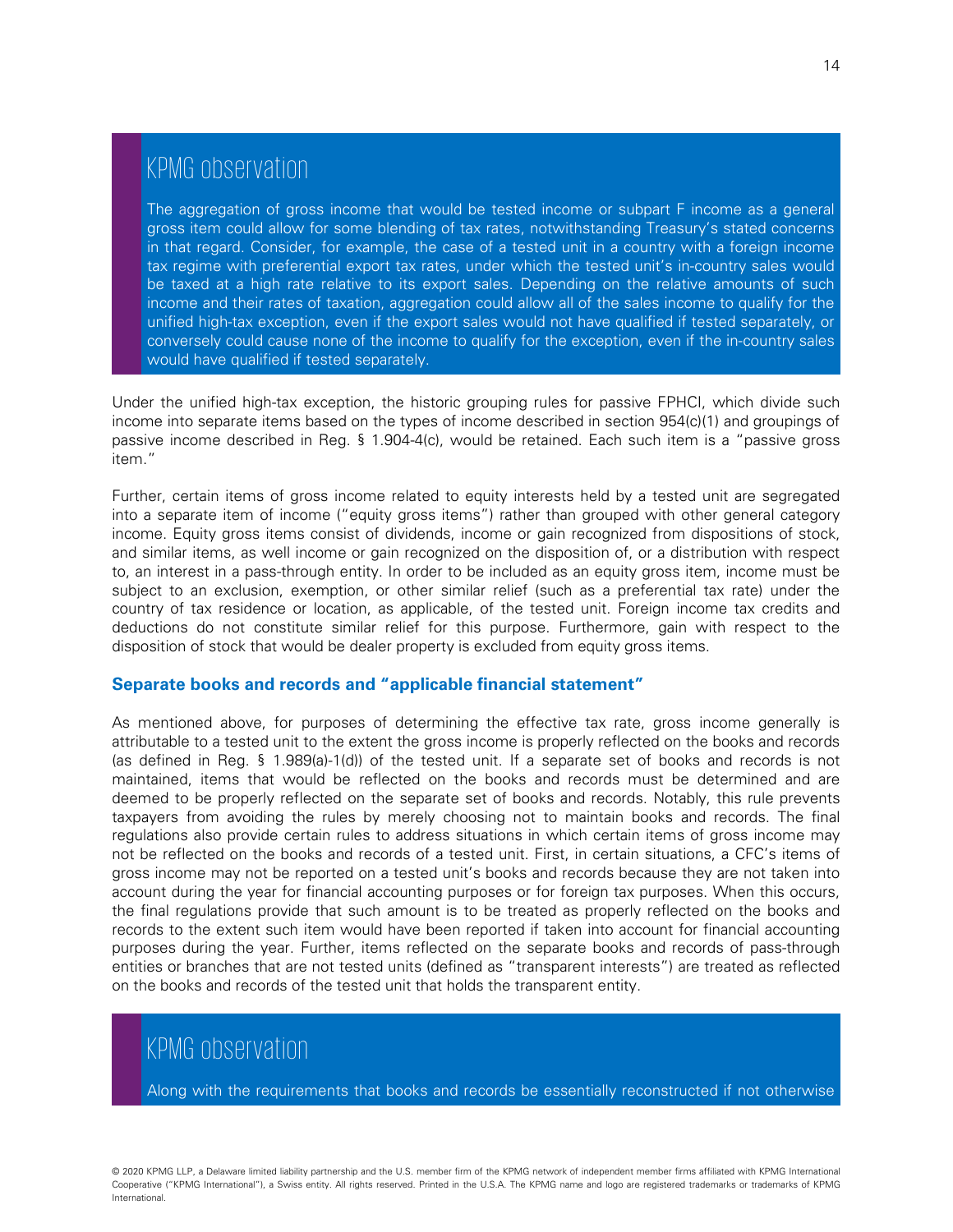## KPMG observation

The aggregation of gross income that would be tested income or subpart F income as a general gross item could allow for some blending of tax rates, notwithstanding Treasury's stated concerns in that regard. Consider, for example, the case of a tested unit in a country with a foreign income tax regime with preferential export tax rates, under which the tested unit's in-country sales would be taxed at a high rate relative to its export sales. Depending on the relative amounts of such income and their rates of taxation, aggregation could allow all of the sales income to qualify for the unified high-tax exception, even if the export sales would not have qualified if tested separately, or conversely could cause none of the income to qualify for the exception, even if the in-country sales would have qualified if tested separately.

Under the unified high-tax exception, the historic grouping rules for passive FPHCI, which divide such income into separate items based on the types of income described in section 954(c)(1) and groupings of passive income described in Reg. § 1.904-4(c), would be retained. Each such item is a "passive gross item."

Further, certain items of gross income related to equity interests held by a tested unit are segregated into a separate item of income ("equity gross items") rather than grouped with other general category income. Equity gross items consist of dividends, income or gain recognized from dispositions of stock, and similar items, as well income or gain recognized on the disposition of, or a distribution with respect to, an interest in a pass-through entity. In order to be included as an equity gross item, income must be subject to an exclusion, exemption, or other similar relief (such as a preferential tax rate) under the country of tax residence or location, as applicable, of the tested unit. Foreign income tax credits and deductions do not constitute similar relief for this purpose. Furthermore, gain with respect to the disposition of stock that would be dealer property is excluded from equity gross items.

### Separate books and records and "applicable financial statement"

As mentioned above, for purposes of determining the effective tax rate, gross income generally is attributable to a tested unit to the extent the gross income is properly reflected on the books and records (as defined in Reg. § 1.989(a)-1(d)) of the tested unit. If a separate set of books and records is not maintained, items that would be reflected on the books and records must be determined and are deemed to be properly reflected on the separate set of books and records. Notably, this rule prevents taxpayers from avoiding the rules by merely choosing not to maintain books and records. The final regulations also provide certain rules to address situations in which certain items of gross income may not be reflected on the books and records of a tested unit. First, in certain situations, a CFC's items of gross income may not be reported on a tested unit's books and records because they are not taken into account during the year for financial accounting purposes or for foreign tax purposes. When this occurs, the final regulations provide that such amount is to be treated as properly reflected on the books and records to the extent such item would have been reported if taken into account for financial accounting purposes during the year. Further, items reflected on the separate books and records of pass-through entities or branches that are not tested units (defined as "transparent interests") are treated as reflected on the books and records of the tested unit that holds the transparent entity.

## KPMG observation

Along with the requirements that books and records be essentially reconstructed if not otherwise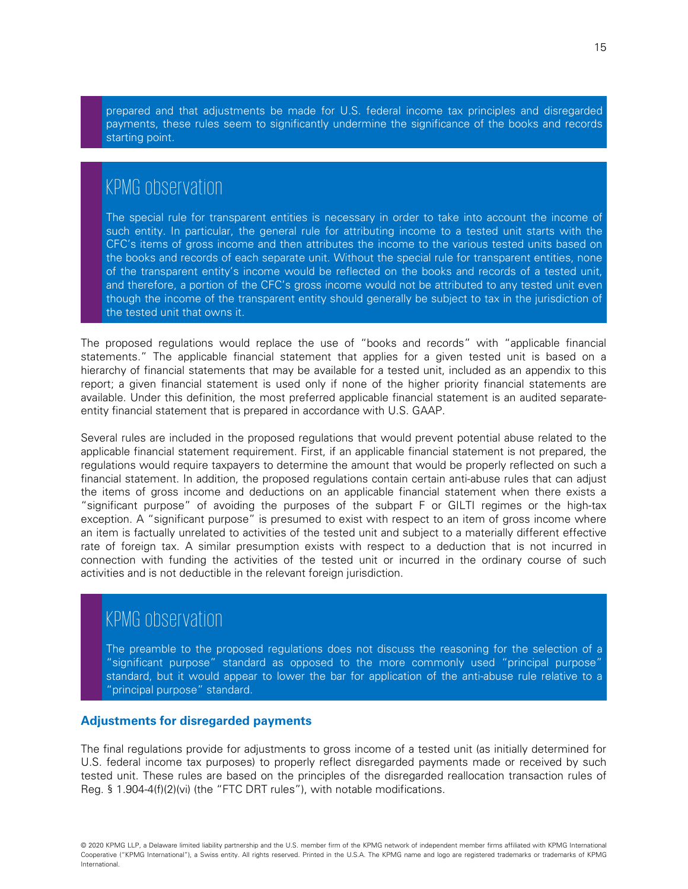prepared and that adjustments be made for U.S. federal income tax principles and disregarded payments, these rules seem to significantly undermine the significance of the books and records starting point.

## KPMG observation

The special rule for transparent entities is necessary in order to take into account the income of such entity. In particular, the general rule for attributing income to a tested unit starts with the CFC's items of gross income and then attributes the income to the various tested units based on the books and records of each separate unit. Without the special rule for transparent entities, none of the transparent entity's income would be reflected on the books and records of a tested unit, and therefore, a portion of the CFC's gross income would not be attributed to any tested unit even though the income of the transparent entity should generally be subject to tax in the jurisdiction of the tested unit that owns it.

The proposed regulations would replace the use of "books and records" with "applicable financial statements." The applicable financial statement that applies for a given tested unit is based on a hierarchy of financial statements that may be available for a tested unit, included as an appendix to this report; a given financial statement is used only if none of the higher priority financial statements are available. Under this definition, the most preferred applicable financial statement is an audited separate-entity financial statement that is prepared in accordance with U.S. GAAP.

Several rules are included in the proposed regulations that would prevent potential abuse related to the applicable financial statement requirement. First, if an applicable financial statement is not prepared, the regulations would require taxpayers to determine the amount that would be properly reflected on such a financial statement. In addition, the proposed regulations contain certain anti-abuse rules that can adjust the items of gross income and deductions on an applicable financial statement when there exists a "significant purpose" of avoiding the purposes of the subpart F or GILTI regimes or the high-tax exception. A "significant purpose" is presumed to exist with respect to an item of gross income where an item is factually unrelated to activities of the tested unit and subject to a materially different effective rate of foreign tax. A similar presumption exists with respect to a deduction that is not incurred in connection with funding the activities of the tested unit or incurred in the ordinary course of such activities and is not deductible in the relevant foreign jurisdiction.

## KPMG observation

The preamble to the proposed regulations does not discuss the reasoning for the selection of a "significant purpose" standard as opposed to the more commonly used "principal purpose" standard, but it would appear to lower the bar for application of the anti-abuse rule relative to a "principal purpose" standard.

### Adjustments for disregarded payments

The final regulations provide for adjustments to gross income of a tested unit (as initially determined for U.S. federal income tax purposes) to properly reflect disregarded payments made or received by such tested unit. These rules are based on the principles of the disregarded reallocation transaction rules of Reg. § 1.904-4(f)(2)(vi) (the "FTC DRT rules"), with notable modifications.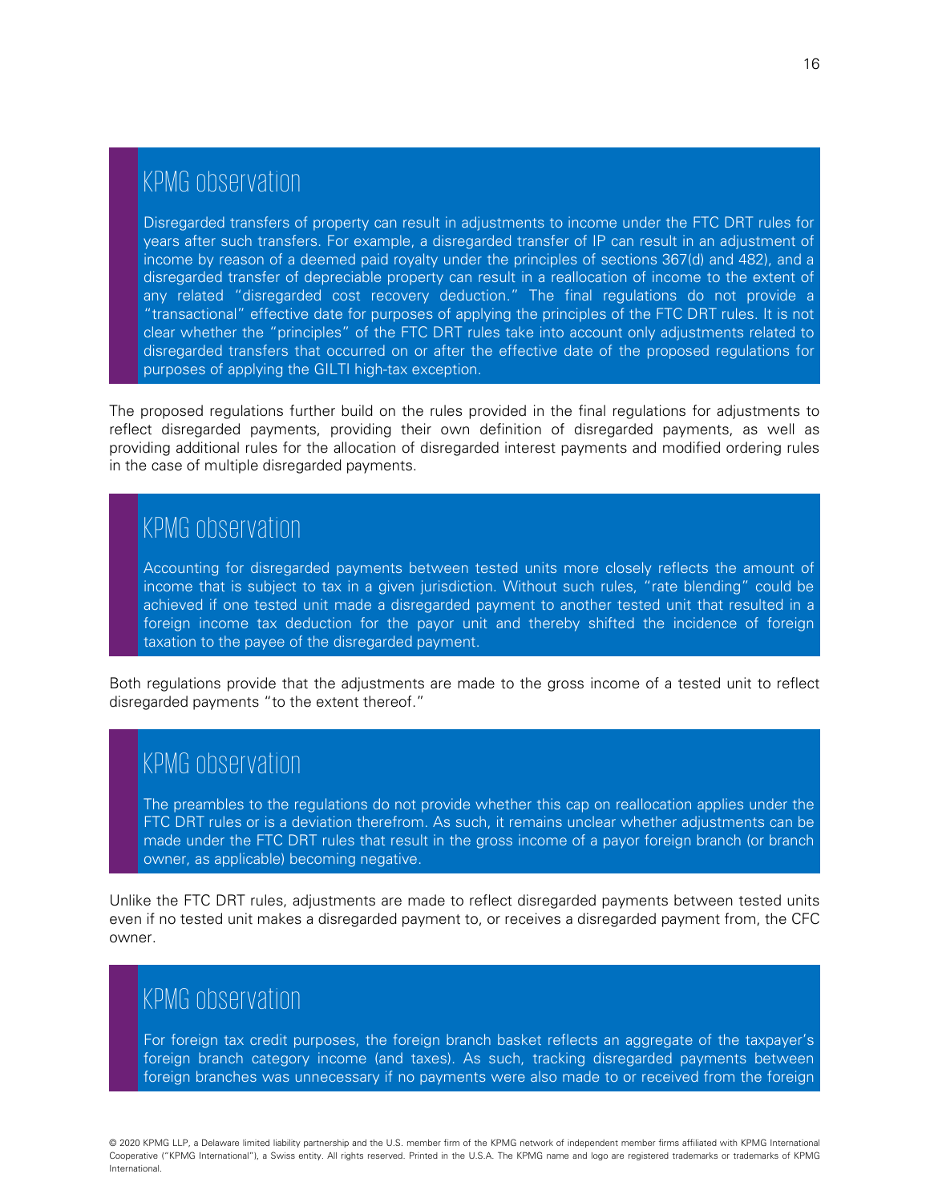### KPMG observation

Disregarded transfers of property can result in adjustments to income under the FTC DRT rules for years after such transfers. For example, a disregarded transfer of IP can result in an adjustment of income by reason of a deemed paid royalty under the principles of sections 367(d) and 482), and a disregarded transfer of depreciable property can result in a reallocation of income to the extent of any related "disregarded cost recovery deduction." The final regulations do not provide a "transactional" effective date for purposes of applying the principles of the FTC DRT rules. It is not clear whether the "principles" of the FTC DRT rules take into account only adjustments related to disregarded transfers that occurred on or after the effective date of the proposed regulations for purposes of applying the GILTI high-tax exception.

The proposed regulations further build on the rules provided in the final regulations for adjustments to reflect disregarded payments, providing their own definition of disregarded payments, as well as providing additional rules for the allocation of disregarded interest payments and modified ordering rules in the case of multiple disregarded payments.

### KPMG observation

Accounting for disregarded payments between tested units more closely reflects the amount of income that is subject to tax in a given jurisdiction. Without such rules, "rate blending" could be achieved if one tested unit made a disregarded payment to another tested unit that resulted in a foreign income tax deduction for the payor unit and thereby shifted the incidence of foreign taxation to the payee of the disregarded payment.

Both regulations provide that the adjustments are made to the gross income of a tested unit to reflect disregarded payments "to the extent thereof."

### KPMG observation

The preambles to the regulations do not provide whether this cap on reallocation applies under the FTC DRT rules or is a deviation therefrom. As such, it remains unclear whether adjustments can be made under the FTC DRT rules that result in the gross income of a payor foreign branch (or branch owner, as applicable) becoming negative.

Unlike the FTC DRT rules, adjustments are made to reflect disregarded payments between tested units even if no tested unit makes a disregarded payment to, or receives a disregarded payment from, the CFC owner.

### KPMG observation

For foreign tax credit purposes, the foreign branch basket reflects an aggregate of the taxpayer's foreign branch category income (and taxes). As such, tracking disregarded payments between foreign branches was unnecessary if no payments were also made to or received from the foreign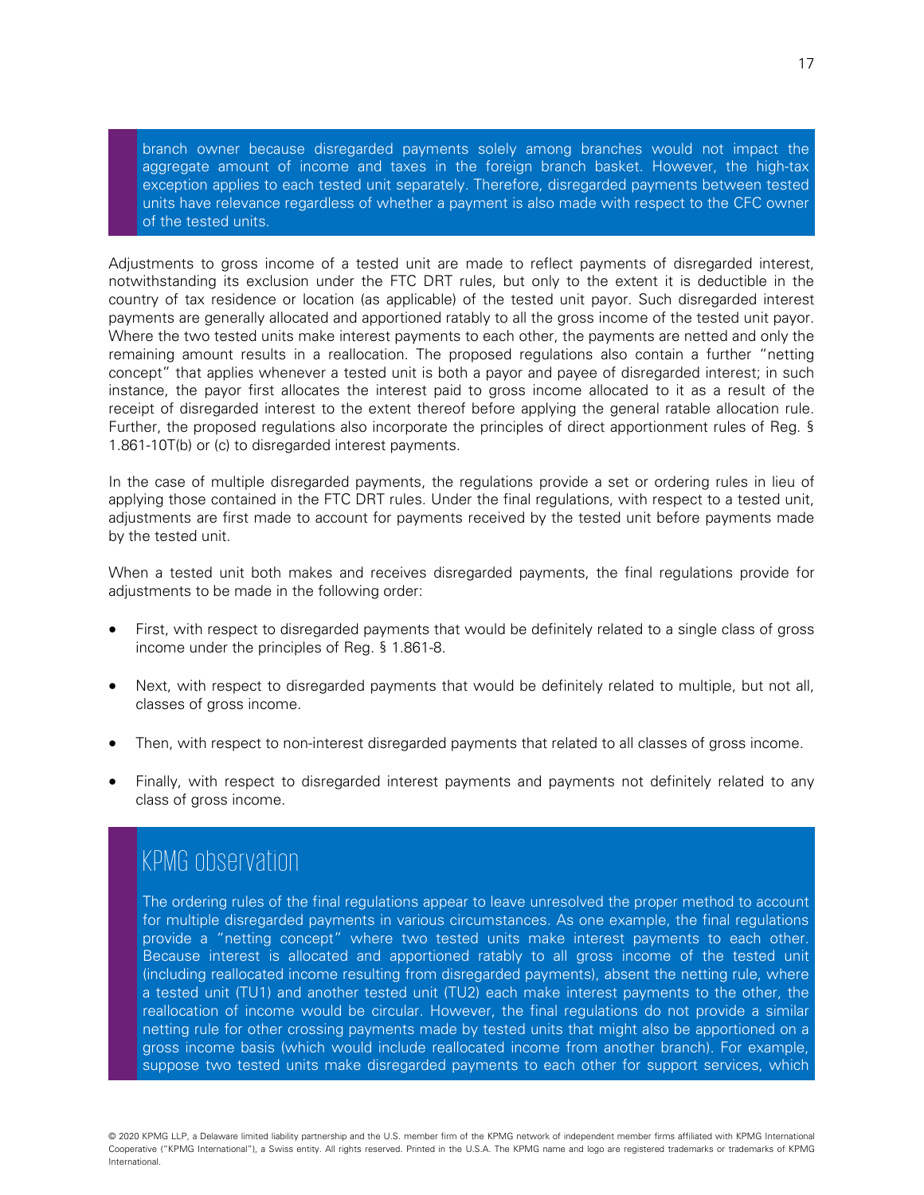branch owner because disregarded payments solely among branches would not impact the aggregate amount of income and taxes in the foreign branch basket. However, the high-tax exception applies to each tested unit separately. Therefore, disregarded payments between tested units have relevance regardless of whether a payment is also made with respect to the CFC owner of the tested units.

Adjustments to gross income of a tested unit are made to reflect payments of disregarded interest, notwithstanding its exclusion under the FTC DRT rules, but only to the extent it is deductible in the country of tax residence or location (as applicable) of the tested unit payor. Such disregarded interest payments are generally allocated and apportioned ratably to all the gross income of the tested unit payor. Where the two tested units make interest payments to each other, the payments are netted and only the remaining amount results in a reallocation. The proposed regulations also contain a further "netting concept" that applies whenever a tested unit is both a payor and payee of disregarded interest; in such instance, the payor first allocates the interest paid to gross income allocated to it as a result of the receipt of disregarded interest to the extent thereof before applying the general ratable allocation rule. Further, the proposed regulations also incorporate the principles of direct apportionment rules of Reg. § 1.861-10T(b) or (c) to disregarded interest payments.

In the case of multiple disregarded payments, the regulations provide a set or ordering rules in lieu of applying those contained in the FTC DRT rules. Under the final regulations, with respect to a tested unit, adjustments are first made to account for payments received by the tested unit before payments made by the tested unit.

When a tested unit both makes and receives disregarded payments, the final regulations provide for adjustments to be made in the following order:

- First, with respect to disregarded payments that would be definitely related to a single class of gross income under the principles of Reg. § 1.861-8.
- Next, with respect to disregarded payments that would be definitely related to multiple, but not all, classes of gross income.
- Then, with respect to non-interest disregarded payments that related to all classes of gross income.
- Finally, with respect to disregarded interest payments and payments not definitely related to any class of gross income.

## KPMG observation

The ordering rules of the final regulations appear to leave unresolved the proper method to account for multiple disregarded payments in various circumstances. As one example, the final regulations provide a "netting concept" where two tested units make interest payments to each other. Because interest is allocated and apportioned ratably to all gross income of the tested unit (including reallocated income resulting from disregarded payments), absent the netting rule, where a tested unit (TU1) and another tested unit (TU2) each make interest payments to the other, the reallocation of income would be circular. However, the final regulations do not provide a similar netting rule for other crossing payments made by tested units that might also be apportioned on a gross income basis (which would include reallocated income from another branch). For example, suppose two tested units make disregarded payments to each other for support services, which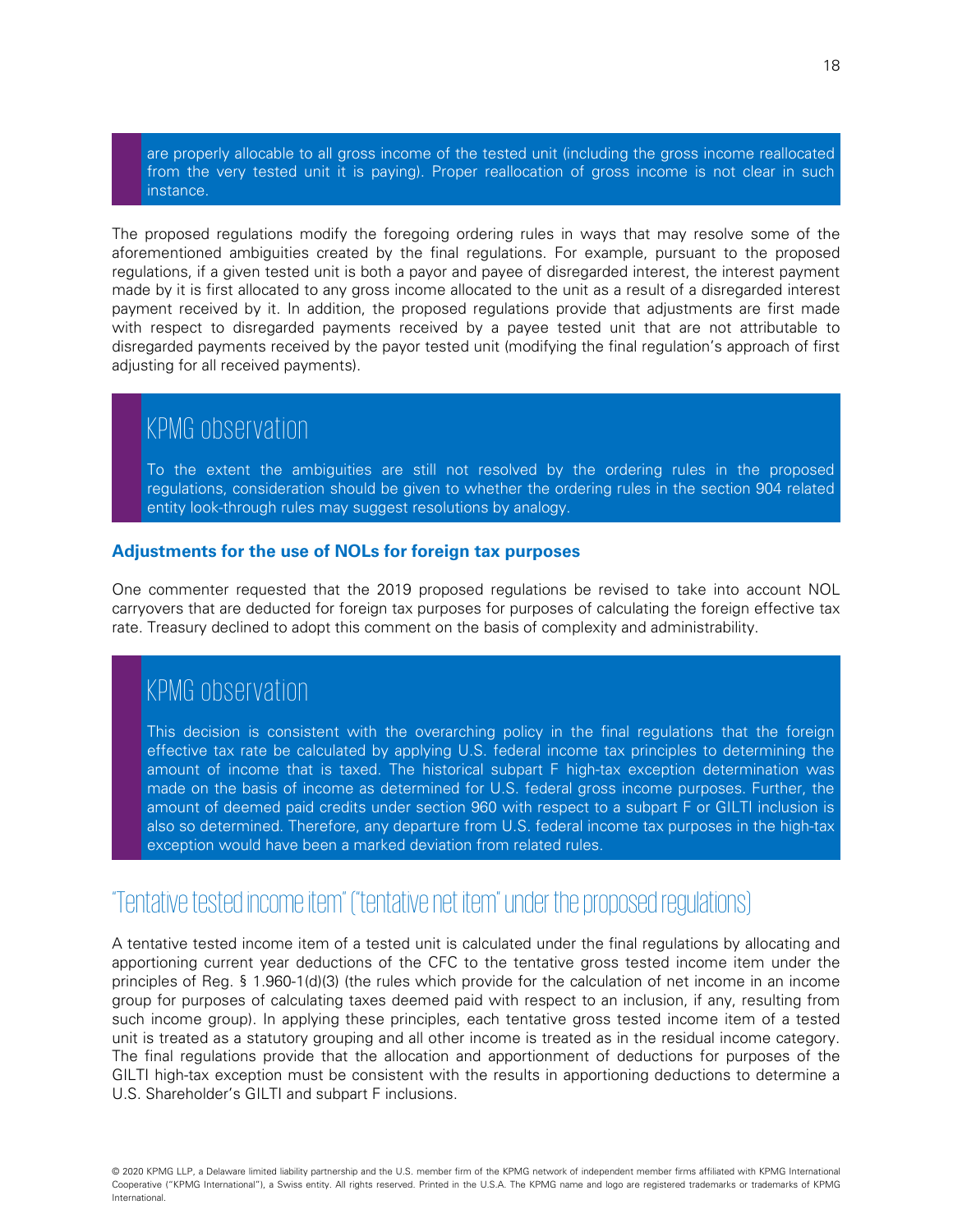are properly allocable to all gross income of the tested unit (including the gross income reallocated from the very tested unit it is paying). Proper reallocation of gross income is not clear in such instance.

The proposed regulations modify the foregoing ordering rules in ways that may resolve some of the aforementioned ambiguities created by the final regulations. For example, pursuant to the proposed regulations, if a given tested unit is both a payor and payee of disregarded interest, the interest payment made by it is first allocated to any gross income allocated to the unit as a result of a disregarded interest payment received by it. In addition, the proposed regulations provide that adjustments are first made with respect to disregarded payments received by a payee tested unit that are not attributable to disregarded payments received by the payor tested unit (modifying the final regulation's approach of first adjusting for all received payments).

## KPMG observation

To the extent the ambiguities are still not resolved by the ordering rules in the proposed regulations, consideration should be given to whether the ordering rules in the section 904 related entity look-through rules may suggest resolutions by analogy.

### Adjustments for the use of NOLs for foreign tax purposes

One commenter requested that the 2019 proposed regulations be revised to take into account NOL carryovers that are deducted for foreign tax purposes for purposes of calculating the foreign effective tax rate. Treasury declined to adopt this comment on the basis of complexity and administrability.

## KPMG observation

This decision is consistent with the overarching policy in the final regulations that the foreign effective tax rate be calculated by applying U.S. federal income tax principles to determining the amount of income that is taxed. The historical subpart F high-tax exception determination was made on the basis of income as determined for U.S. federal gross income purposes. Further, the amount of deemed paid credits under section 960 with respect to a subpart F or GILTI inclusion is also so determined. Therefore, any departure from U.S. federal income tax purposes in the high-tax exception would have been a marked deviation from related rules.

## "Tentative tested income item" ("tentative net item" under the proposed regulations)

A tentative tested income item of a tested unit is calculated under the final regulations by allocating and apportioning current year deductions of the CFC to the tentative gross tested income item under the principles of Reg. § 1.960-1(d)(3) (the rules which provide for the calculation of net income in an income group for purposes of calculating taxes deemed paid with respect to an inclusion, if any, resulting from such income group). In applying these principles, each tentative gross tested income item of a tested unit is treated as a statutory grouping and all other income is treated as in the residual income category. The final regulations provide that the allocation and apportionment of deductions for purposes of the GILTI high-tax exception must be consistent with the results in apportioning deductions to determine a U.S. Shareholder's GILTI and subpart F inclusions.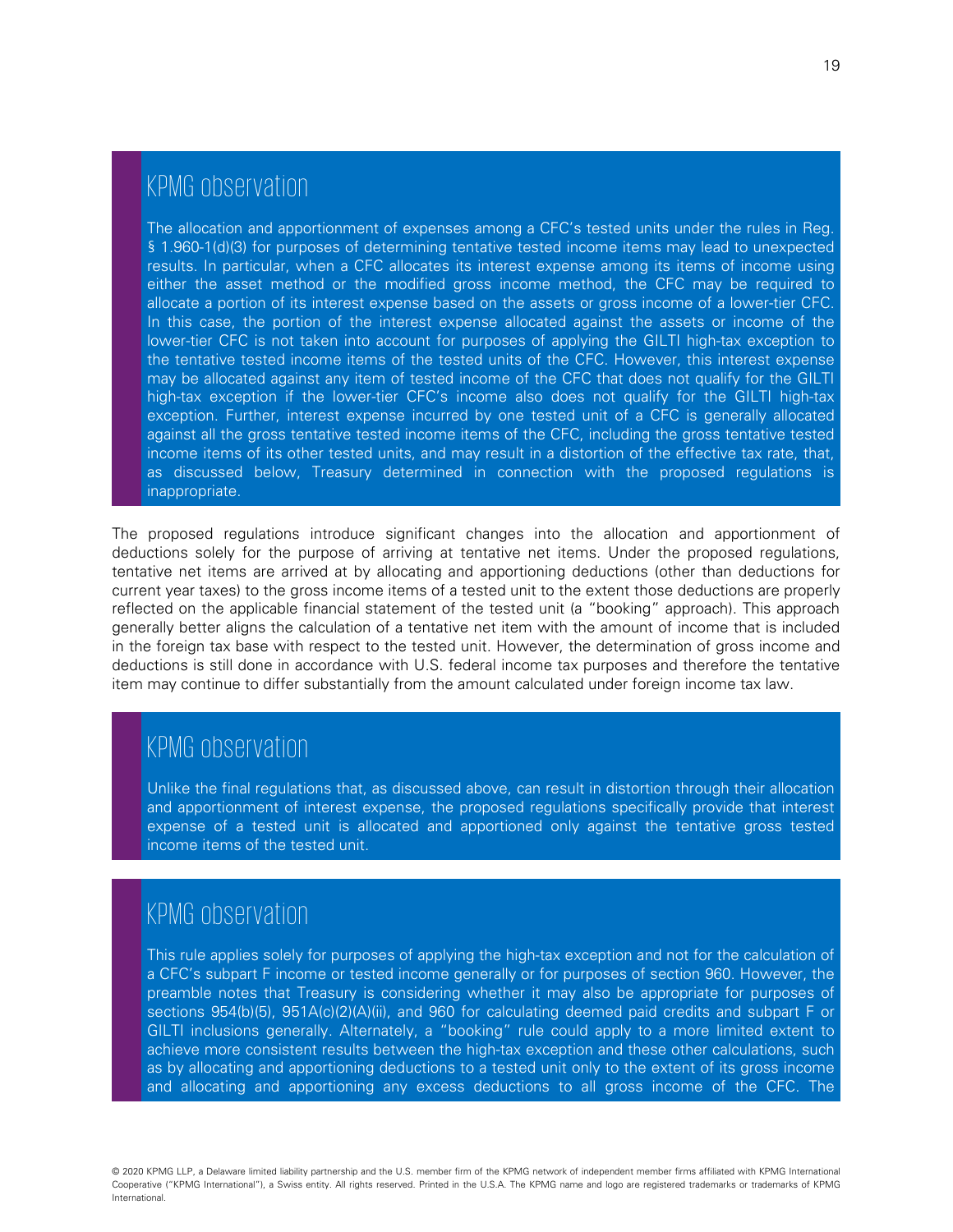## KPMG observation

The allocation and apportionment of expenses among a CFC's tested units under the rules in Reg. § 1.960-1(d)(3) for purposes of determining tentative tested income items may lead to unexpected results. In particular, when a CFC allocates its interest expense among its items of income using either the asset method or the modified gross income method, the CFC may be required to allocate a portion of its interest expense based on the assets or gross income of a lower-tier CFC. In this case, the portion of the interest expense allocated against the assets or income of the lower-tier CFC is not taken into account for purposes of applying the GILTI high-tax exception to the tentative tested income items of the tested units of the CFC. However, this interest expense may be allocated against any item of tested income of the CFC that does not qualify for the GILTI high-tax exception if the lower-tier CFC's income also does not qualify for the GILTI high-tax exception. Further, interest expense incurred by one tested unit of a CFC is generally allocated against all the gross tentative tested income items of the CFC, including the gross tentative tested income items of its other tested units, and may result in a distortion of the effective tax rate, that, as discussed below, Treasury determined in connection with the proposed regulations is inappropriate.

The proposed regulations introduce significant changes into the allocation and apportionment of deductions solely for the purpose of arriving at tentative net items. Under the proposed regulations, tentative net items are arrived at by allocating and apportioning deductions (other than deductions for current year taxes) to the gross income items of a tested unit to the extent those deductions are properly reflected on the applicable financial statement of the tested unit (a "booking" approach). This approach generally better aligns the calculation of a tentative net item with the amount of income that is included in the foreign tax base with respect to the tested unit. However, the determination of gross income and deductions is still done in accordance with U.S. federal income tax purposes and therefore the tentative item may continue to differ substantially from the amount calculated under foreign income tax law.

## KPMG observation

Unlike the final regulations that, as discussed above, can result in distortion through their allocation and apportionment of interest expense, the proposed regulations specifically provide that interest expense of a tested unit is allocated and apportioned only against the tentative gross tested income items of the tested unit.

## KPMG observation

This rule applies solely for purposes of applying the high-tax exception and not for the calculation of a CFC's subpart F income or tested income generally or for purposes of section 960. However, the preamble notes that Treasury is considering whether it may also be appropriate for purposes of sections 954(b)(5), 951A(c)(2)(A)(ii), and 960 for calculating deemed paid credits and subpart F or GILTI inclusions generally. Alternately, a "booking" rule could apply to a more limited extent to achieve more consistent results between the high-tax exception and these other calculations, such as by allocating and apportioning deductions to a tested unit only to the extent of its gross income and allocating and apportioning any excess deductions to all gross income of the CFC. The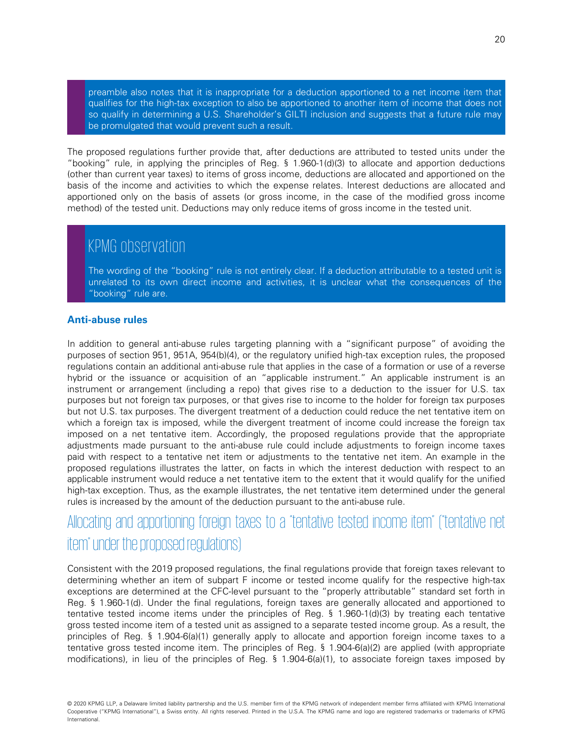preamble also notes that it is inappropriate for a deduction apportioned to a net income item that qualifies for the high-tax exception to also be apportioned to another item of income that does not so qualify in determining a U.S. Shareholder's GILTI inclusion and suggests that a future rule may be promulgated that would prevent such a result.

The proposed regulations further provide that, after deductions are attributed to tested units under the "booking" rule, in applying the principles of Reg. § 1.960-1(d)(3) to allocate and apportion deductions (other than current year taxes) to items of gross income, deductions are allocated and apportioned on the basis of the income and activities to which the expense relates. Interest deductions are allocated and apportioned only on the basis of assets (or gross income, in the case of the modified gross income method) of the tested unit. Deductions may only reduce items of gross income in the tested unit.

## KPMG observation

The wording of the "booking" rule is not entirely clear. If a deduction attributable to a tested unit is unrelated to its own direct income and activities, it is unclear what the consequences of the "booking" rule are.

### Anti-abuse rules

In addition to general anti-abuse rules targeting planning with a "significant purpose" of avoiding the purposes of section 951, 951A, 954(b)(4), or the regulatory unified high-tax exception rules, the proposed regulations contain an additional anti-abuse rule that applies in the case of a formation or use of a reverse hybrid or the issuance or acquisition of an "applicable instrument." An applicable instrument is an instrument or arrangement (including a repo) that gives rise to a deduction to the issuer for U.S. tax purposes but not foreign tax purposes, or that gives rise to income to the holder for foreign tax purposes but not U.S. tax purposes. The divergent treatment of a deduction could reduce the net tentative item on which a foreign tax is imposed, while the divergent treatment of income could increase the foreign tax imposed on a net tentative item. Accordingly, the proposed regulations provide that the appropriate adjustments made pursuant to the anti-abuse rule could include adjustments to foreign income taxes paid with respect to a tentative net item or adjustments to the tentative net item. An example in the proposed regulations illustrates the latter, on facts in which the interest deduction with respect to an applicable instrument would reduce a net tentative item to the extent that it would qualify for the unified high-tax exception. Thus, as the example illustrates, the net tentative item determined under the general rules is increased by the amount of the deduction pursuant to the anti-abuse rule.

## Allocating and apportioning foreign taxes to a "tentative tested income item" ("tentative net item" under the proposed regulations)

Consistent with the 2019 proposed regulations, the final regulations provide that foreign taxes relevant to determining whether an item of subpart F income or tested income qualify for the respective high-tax exceptions are determined at the CFC-level pursuant to the "properly attributable" standard set forth in Reg. § 1.960-1(d). Under the final regulations, foreign taxes are generally allocated and apportioned to tentative tested income items under the principles of Reg. § 1.960-1(d)(3) by treating each tentative gross tested income item of a tested unit as assigned to a separate tested income group. As a result, the principles of Reg. § 1.904-6(a)(1) generally apply to allocate and apportion foreign income taxes to a tentative gross tested income item. The principles of Reg. § 1.904-6(a)(2) are applied (with appropriate modifications), in lieu of the principles of Reg. § 1.904-6(a)(1), to associate foreign taxes imposed by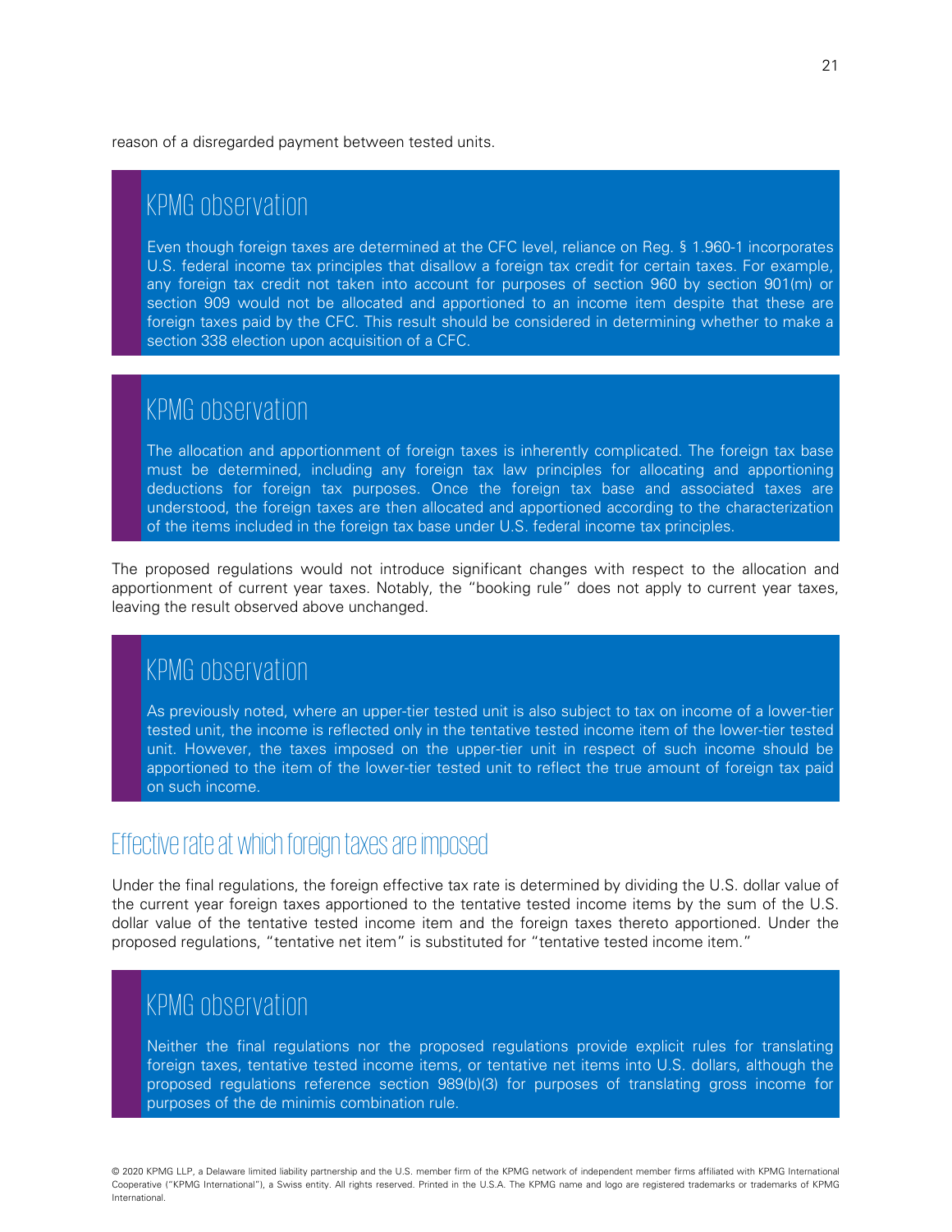reason of a disregarded payment between tested units.

### KPMG observation

Even though foreign taxes are determined at the CFC level, reliance on Reg. § 1.960-1 incorporates U.S. federal income tax principles that disallow a foreign tax credit for certain taxes. For example, any foreign tax credit not taken into account for purposes of section 960 by section 901(m) or section 909 would not be allocated and apportioned to an income item despite that these are foreign taxes paid by the CFC. This result should be considered in determining whether to make a section 338 election upon acquisition of a CFC.

### KPMG observation

The allocation and apportionment of foreign taxes is inherently complicated. The foreign tax base must be determined, including any foreign tax law principles for allocating and apportioning deductions for foreign tax purposes. Once the foreign tax base and associated taxes are understood, the foreign taxes are then allocated and apportioned according to the characterization of the items included in the foreign tax base under U.S. federal income tax principles.

The proposed regulations would not introduce significant changes with respect to the allocation and apportionment of current year taxes. Notably, the "booking rule" does not apply to current year taxes, leaving the result observed above unchanged.

### KPMG observation

As previously noted, where an upper-tier tested unit is also subject to tax on income of a lower-tier tested unit, the income is reflected only in the tentative tested income item of the lower-tier tested unit. However, the taxes imposed on the upper-tier unit in respect of such income should be apportioned to the item of the lower-tier tested unit to reflect the true amount of foreign tax paid on such income.

## Effective rate at which foreign taxes are imposed

Under the final regulations, the foreign effective tax rate is determined by dividing the U.S. dollar value of the current year foreign taxes apportioned to the tentative tested income items by the sum of the U.S. dollar value of the tentative tested income item and the foreign taxes thereto apportioned. Under the proposed regulations, "tentative net item" is substituted for "tentative tested income item."

### KPMG observation

Neither the final regulations nor the proposed regulations provide explicit rules for translating foreign taxes, tentative tested income items, or tentative net items into U.S. dollars, although the proposed regulations reference section 989(b)(3) for purposes of translating gross income for purposes of the de minimis combination rule.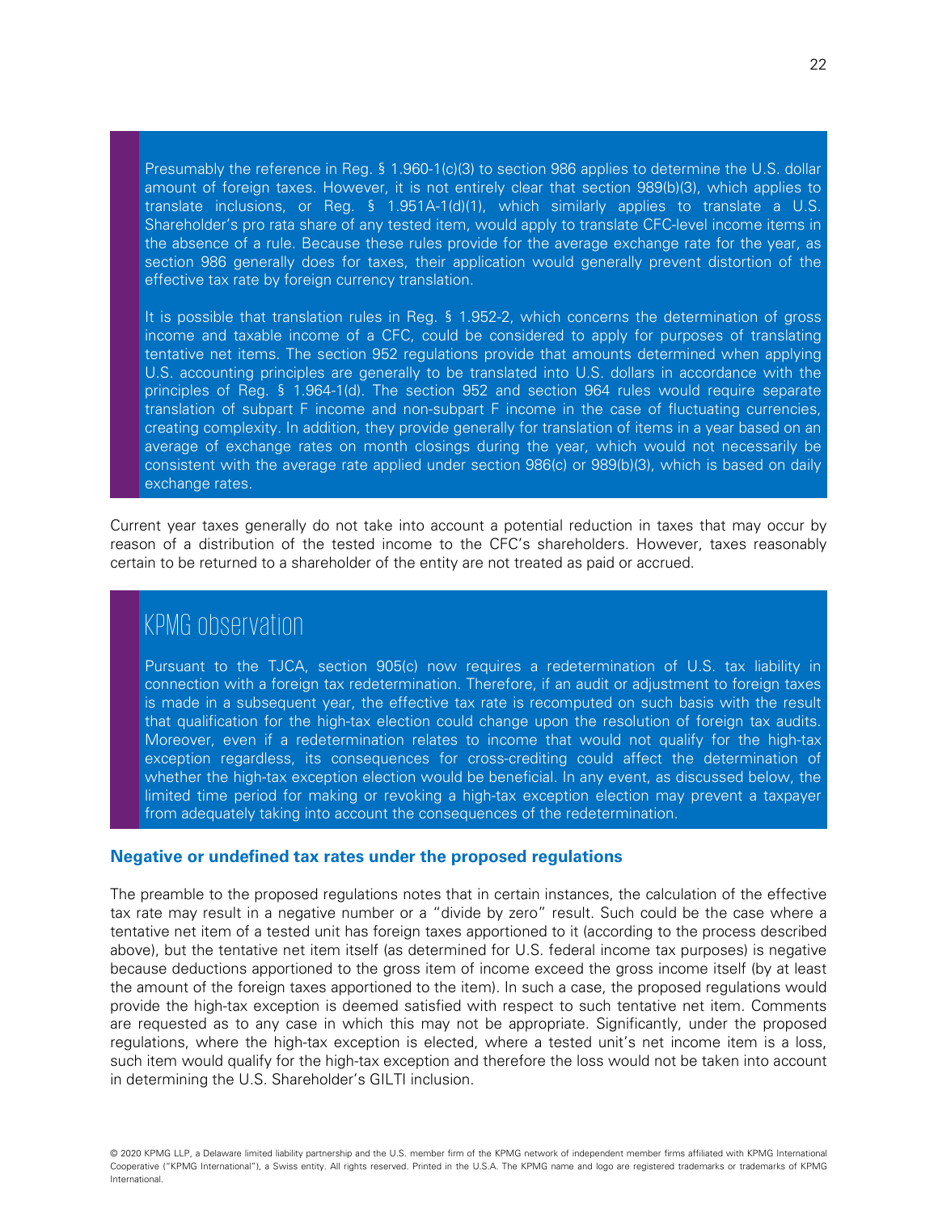Presumably the reference in Reg. § 1.960-1(c)(3) to section 986 applies to determine the U.S. dollar amount of foreign taxes. However, it is not entirely clear that section 989(b)(3), which applies to translate inclusions, or Reg. § 1.951A-1(d)(1), which similarly applies to translate a U.S. Shareholder's pro rata share of any tested item, would apply to translate CFC-level income items in the absence of a rule. Because these rules provide for the average exchange rate for the year, as section 986 generally does for taxes, their application would generally prevent distortion of the effective tax rate by foreign currency translation.

It is possible that translation rules in Reg. § 1.952-2, which concerns the determination of gross income and taxable income of a CFC, could be considered to apply for purposes of translating tentative net items. The section 952 regulations provide that amounts determined when applying U.S. accounting principles are generally to be translated into U.S. dollars in accordance with the principles of Reg. § 1.964-1(d). The section 952 and section 964 rules would require separate translation of subpart F income and non-subpart F income in the case of fluctuating currencies, creating complexity. In addition, they provide generally for translation of items in a year based on an average of exchange rates on month closings during the year, which would not necessarily be consistent with the average rate applied under section 986(c) or 989(b)(3), which is based on daily exchange rates.

Current year taxes generally do not take into account a potential reduction in taxes that may occur by reason of a distribution of the tested income to the CFC's shareholders. However, taxes reasonably certain to be returned to a shareholder of the entity are not treated as paid or accrued.

## KPMG observation

Pursuant to the TJCA, section 905(c) now requires a redetermination of U.S. tax liability in connection with a foreign tax redetermination. Therefore, if an audit or adjustment to foreign taxes is made in a subsequent year, the effective tax rate is recomputed on such basis with the result that qualification for the high-tax election could change upon the resolution of foreign tax audits. Moreover, even if a redetermination relates to income that would not qualify for the high-tax exception regardless, its consequences for cross-crediting could affect the determination of whether the high-tax exception election would be beneficial. In any event, as discussed below, the limited time period for making or revoking a high-tax exception election may prevent a taxpayer from adequately taking into account the consequences of the redetermination.

### Negative or undefined tax rates under the proposed regulations

The preamble to the proposed regulations notes that in certain instances, the calculation of the effective tax rate may result in a negative number or a "divide by zero" result. Such could be the case where a tentative net item of a tested unit has foreign taxes apportioned to it (according to the process described above), but the tentative net item itself (as determined for U.S. federal income tax purposes) is negative because deductions apportioned to the gross item of income exceed the gross income itself (by at least the amount of the foreign taxes apportioned to the item). In such a case, the proposed regulations would provide the high-tax exception is deemed satisfied with respect to such tentative net item. Comments are requested as to any case in which this may not be appropriate. Significantly, under the proposed regulations, where the high-tax exception is elected, where a tested unit's net income item is a loss, such item would qualify for the high-tax exception and therefore the loss would not be taken into account in determining the U.S. Shareholder's GILTI inclusion.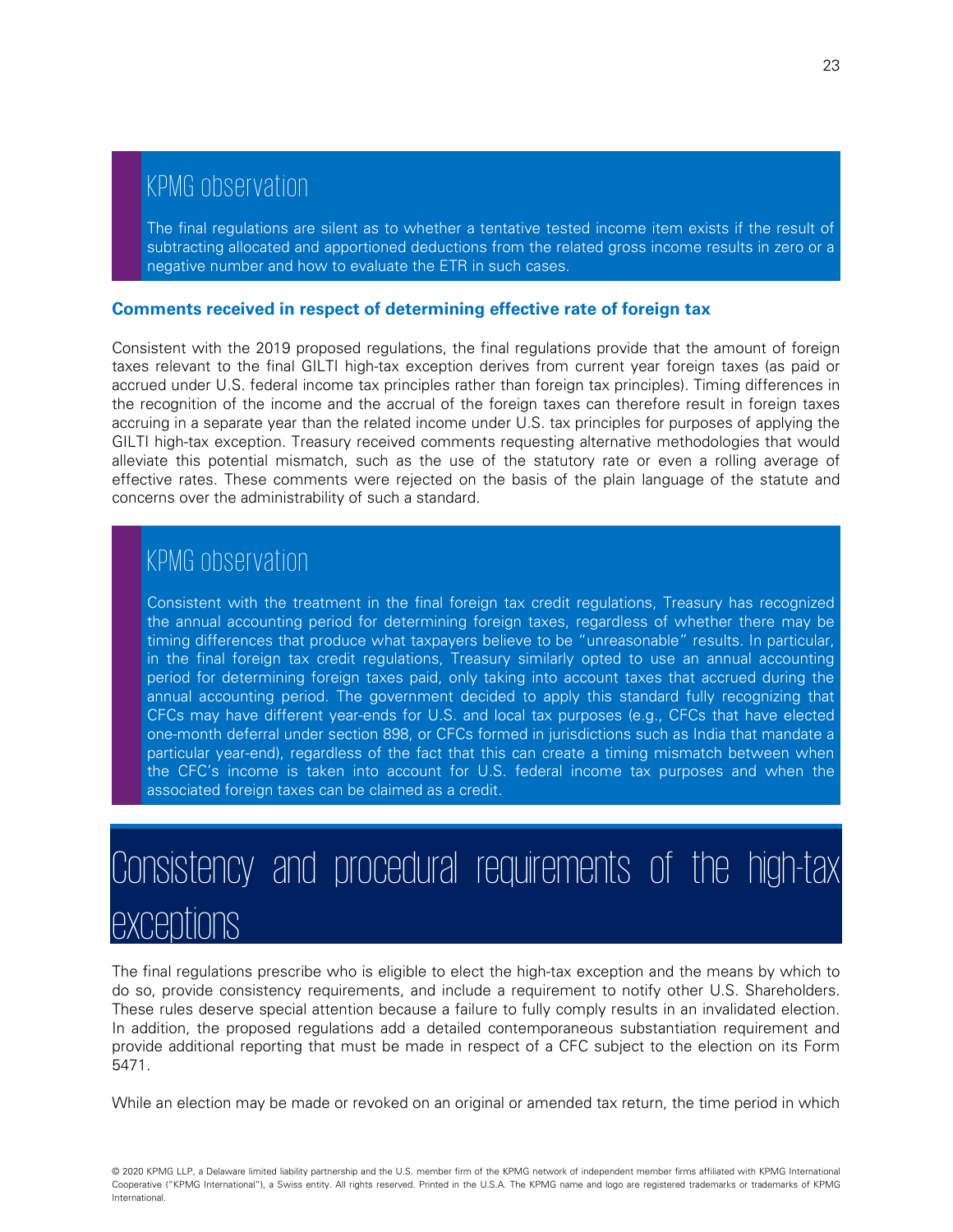### KPMG observation

The final regulations are silent as to whether a tentative tested income item exists if the result of subtracting allocated and apportioned deductions from the related gross income results in zero or a negative number and how to evaluate the ETR in such cases.

**Comments received in respect of determining effective rate of foreign tax**

Consistent with the 2019 proposed regulations, the final regulations provide that the amount of foreign taxes relevant to the final GILTI high-tax exception derives from current year foreign taxes (as paid or accrued under U.S. federal income tax principles rather than foreign tax principles). Timing differences in the recognition of the income and the accrual of the foreign taxes can therefore result in foreign taxes accruing in a separate year than the related income under U.S. tax principles for purposes of applying the GILTI high-tax exception. Treasury received comments requesting alternative methodologies that would alleviate this potential mismatch, such as the use of the statutory rate or even a rolling average of effective rates. These comments were rejected on the basis of the plain language of the statute and concerns over the administrability of such a standard.

### KPMG observation

Consistent with the treatment in the final foreign tax credit regulations, Treasury has recognized the annual accounting period for determining foreign taxes, regardless of whether there may be timing differences that produce what taxpayers believe to be "unreasonable" results. In particular, in the final foreign tax credit regulations, Treasury similarly opted to use an annual accounting period for determining foreign taxes paid, only taking into account taxes that accrued during the annual accounting period. The government decided to apply this standard fully recognizing that CFCs may have different year-ends for U.S. and local tax purposes (e.g., CFCs that have elected one-month deferral under section 898, or CFCs formed in jurisdictions such as India that mandate a particular year-end), regardless of the fact that this can create a timing mismatch between when the CFC's income is taken into account for U.S. federal income tax purposes and when the associated foreign taxes can be claimed as a credit.

# Consistency and procedural requirements of the high-tax exceptions

The final regulations prescribe who is eligible to elect the high-tax exception and the means by which to do so, provide consistency requirements, and include a requirement to notify other U.S. Shareholders. These rules deserve special attention because a failure to fully comply results in an invalidated election. In addition, the proposed regulations add a detailed contemporaneous substantiation requirement and provide additional reporting that must be made in respect of a CFC subject to the election on its Form 5471.

While an election may be made or revoked on an original or amended tax return, the time period in which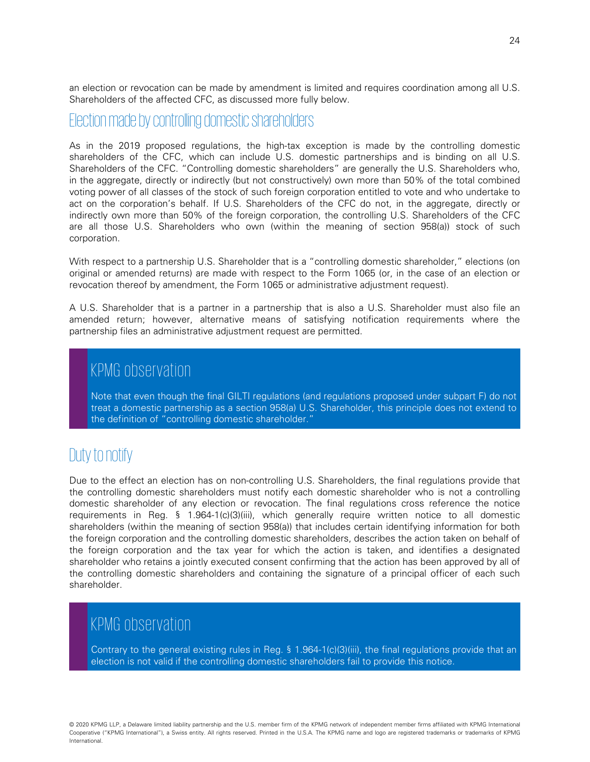an election or revocation can be made by amendment is limited and requires coordination among all U.S. Shareholders of the affected CFC, as discussed more fully below.

## Election made by controlling domestic shareholders

As in the 2019 proposed regulations, the high-tax exception is made by the controlling domestic shareholders of the CFC, which can include U.S. domestic partnerships and is binding on all U.S. Shareholders of the CFC. "Controlling domestic shareholders" are generally the U.S. Shareholders who, in the aggregate, directly or indirectly (but not constructively) own more than 50% of the total combined voting power of all classes of the stock of such foreign corporation entitled to vote and who undertake to act on the corporation's behalf. If U.S. Shareholders of the CFC do not, in the aggregate, directly or indirectly own more than 50% of the foreign corporation, the controlling U.S. Shareholders of the CFC are all those U.S. Shareholders who own (within the meaning of section 958(a)) stock of such corporation.

With respect to a partnership U.S. Shareholder that is a "controlling domestic shareholder," elections (on original or amended returns) are made with respect to the Form 1065 (or, in the case of an election or revocation thereof by amendment, the Form 1065 or administrative adjustment request).

A U.S. Shareholder that is a partner in a partnership that is also a U.S. Shareholder must also file an amended return; however, alternative means of satisfying notification requirements where the partnership files an administrative adjustment request are permitted.

### KPMG observation

Note that even though the final GILTI regulations (and regulations proposed under subpart F) do not treat a domestic partnership as a section 958(a) U.S. Shareholder, this principle does not extend to the definition of "controlling domestic shareholder."

## Duty to notify

Due to the effect an election has on non-controlling U.S. Shareholders, the final regulations provide that the controlling domestic shareholders must notify each domestic shareholder who is not a controlling domestic shareholder of any election or revocation. The final regulations cross reference the notice requirements in Reg. § 1.964-1(c)(3)(iii), which generally require written notice to all domestic shareholders (within the meaning of section 958(a)) that includes certain identifying information for both the foreign corporation and the controlling domestic shareholders, describes the action taken on behalf of the foreign corporation and the tax year for which the action is taken, and identifies a designated shareholder who retains a jointly executed consent confirming that the action has been approved by all of the controlling domestic shareholders and containing the signature of a principal officer of each such shareholder.

### KPMG observation

Contrary to the general existing rules in Reg. § 1.964-1(c)(3)(iii), the final regulations provide that an election is not valid if the controlling domestic shareholders fail to provide this notice.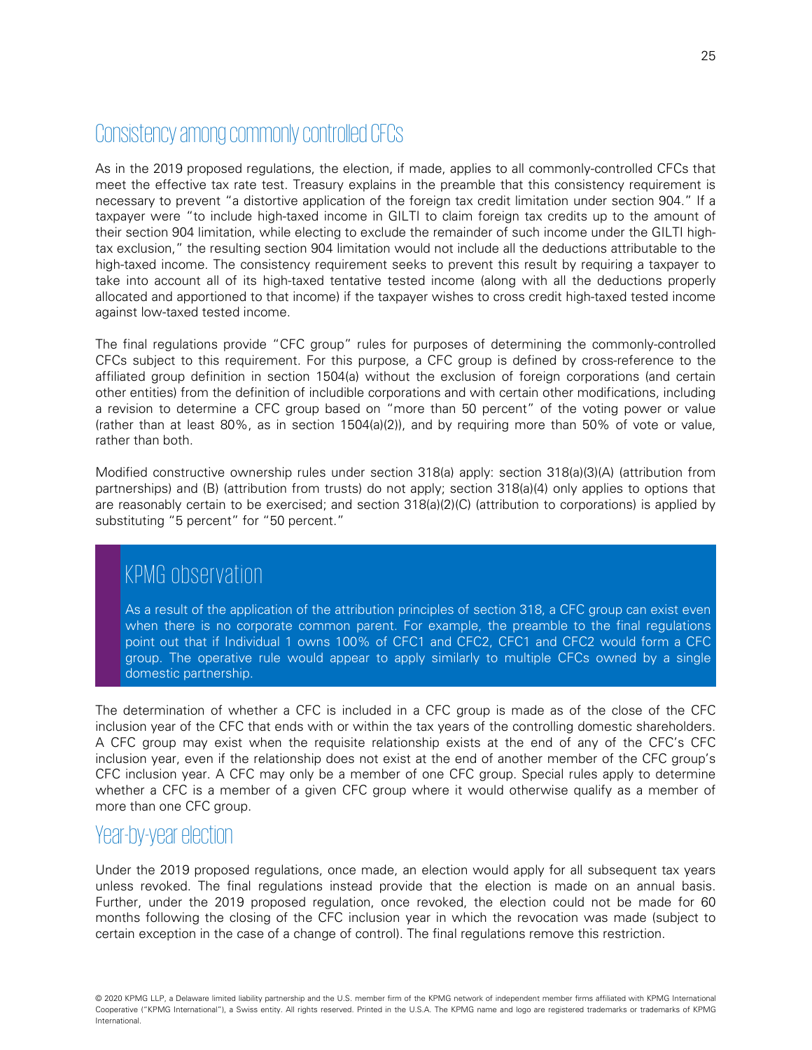## Consistency among commonly controlled CFCs

As in the 2019 proposed regulations, the election, if made, applies to all commonly-controlled CFCs that meet the effective tax rate test. Treasury explains in the preamble that this consistency requirement is necessary to prevent "a distortive application of the foreign tax credit limitation under section 904." If a taxpayer were "to include high-taxed income in GILTI to claim foreign tax credits up to the amount of their section 904 limitation, while electing to exclude the remainder of such income under the GILTI high-tax exclusion," the resulting section 904 limitation would not include all the deductions attributable to the high-taxed income. The consistency requirement seeks to prevent this result by requiring a taxpayer to take into account all of its high-taxed tentative tested income (along with all the deductions properly allocated and apportioned to that income) if the taxpayer wishes to cross credit high-taxed tested income against low-taxed tested income.

The final regulations provide "CFC group" rules for purposes of determining the commonly-controlled CFCs subject to this requirement. For this purpose, a CFC group is defined by cross-reference to the affiliated group definition in section 1504(a) without the exclusion of foreign corporations (and certain other entities) from the definition of includible corporations and with certain other modifications, including a revision to determine a CFC group based on "more than 50 percent" of the voting power or value (rather than at least 80%, as in section 1504(a)(2)), and by requiring more than 50% of vote or value, rather than both.

Modified constructive ownership rules under section 318(a) apply: section 318(a)(3)(A) (attribution from partnerships) and (B) (attribution from trusts) do not apply; section 318(a)(4) only applies to options that are reasonably certain to be exercised; and section 318(a)(2)(C) (attribution to corporations) is applied by substituting "5 percent" for "50 percent."

### KPMG observation

As a result of the application of the attribution principles of section 318, a CFC group can exist even when there is no corporate common parent. For example, the preamble to the final regulations point out that if Individual 1 owns 100% of CFC1 and CFC2, CFC1 and CFC2 would form a CFC group. The operative rule would appear to apply similarly to multiple CFCs owned by a single domestic partnership.

The determination of whether a CFC is included in a CFC group is made as of the close of the CFC inclusion year of the CFC that ends with or within the tax years of the controlling domestic shareholders. A CFC group may exist when the requisite relationship exists at the end of any of the CFC's CFC inclusion year, even if the relationship does not exist at the end of another member of the CFC group's CFC inclusion year. A CFC may only be a member of one CFC group. Special rules apply to determine whether a CFC is a member of a given CFC group where it would otherwise qualify as a member of more than one CFC group.

## Year-by-year election

Under the 2019 proposed regulations, once made, an election would apply for all subsequent tax years unless revoked. The final regulations instead provide that the election is made on an annual basis. Further, under the 2019 proposed regulation, once revoked, the election could not be made for 60 months following the closing of the CFC inclusion year in which the revocation was made (subject to certain exception in the case of a change of control). The final regulations remove this restriction.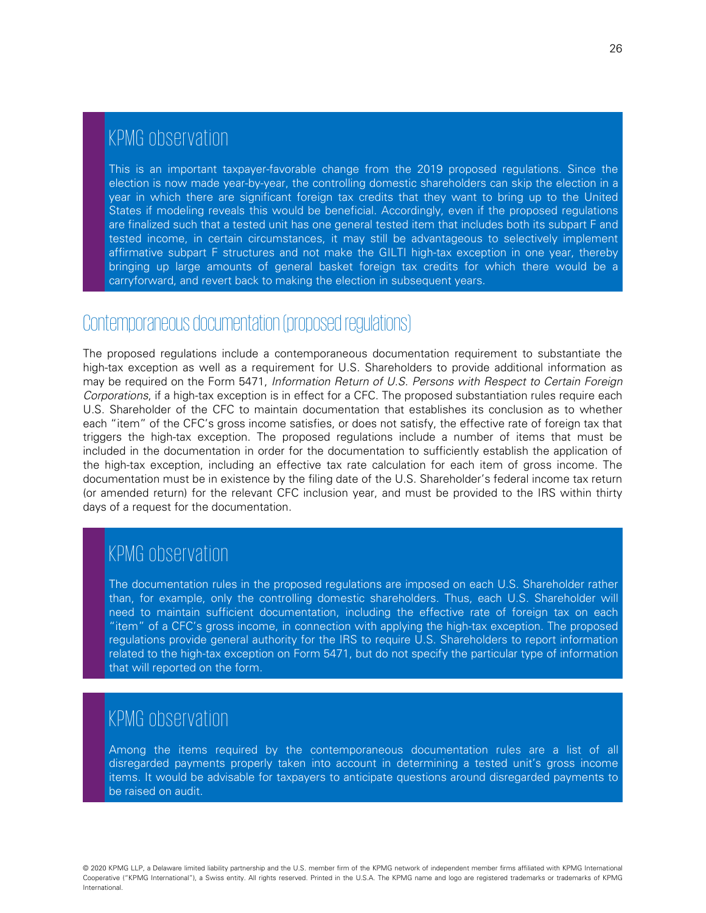### KPMG observation

This is an important taxpayer-favorable change from the 2019 proposed regulations. Since the election is now made year-by-year, the controlling domestic shareholders can skip the election in a year in which there are significant foreign tax credits that they want to bring up to the United States if modeling reveals this would be beneficial. Accordingly, even if the proposed regulations are finalized such that a tested unit has one general tested item that includes both its subpart F and tested income, in certain circumstances, it may still be advantageous to selectively implement affirmative subpart F structures and not make the GILTI high-tax exception in one year, thereby bringing up large amounts of general basket foreign tax credits for which there would be a carryforward, and revert back to making the election in subsequent years.

## Contemporaneous documentation (proposed regulations)

The proposed regulations include a contemporaneous documentation requirement to substantiate the high-tax exception as well as a requirement for U.S. Shareholders to provide additional information as may be required on the Form 5471, *Information Return of U.S. Persons with Respect to Certain Foreign Corporations*, if a high-tax exception is in effect for a CFC. The proposed substantiation rules require each U.S. Shareholder of the CFC to maintain documentation that establishes its conclusion as to whether each "item" of the CFC's gross income satisfies, or does not satisfy, the effective rate of foreign tax that triggers the high-tax exception. The proposed regulations include a number of items that must be included in the documentation in order for the documentation to sufficiently establish the application of the high-tax exception, including an effective tax rate calculation for each item of gross income. The documentation must be in existence by the filing date of the U.S. Shareholder's federal income tax return (or amended return) for the relevant CFC inclusion year, and must be provided to the IRS within thirty days of a request for the documentation.

### KPMG observation

The documentation rules in the proposed regulations are imposed on each U.S. Shareholder rather than, for example, only the controlling domestic shareholders. Thus, each U.S. Shareholder will need to maintain sufficient documentation, including the effective rate of foreign tax on each "item" of a CFC's gross income, in connection with applying the high-tax exception. The proposed regulations provide general authority for the IRS to require U.S. Shareholders to report information related to the high-tax exception on Form 5471, but do not specify the particular type of information that will reported on the form.

### KPMG observation

Among the items required by the contemporaneous documentation rules are a list of all disregarded payments properly taken into account in determining a tested unit's gross income items. It would be advisable for taxpayers to anticipate questions around disregarded payments to be raised on audit.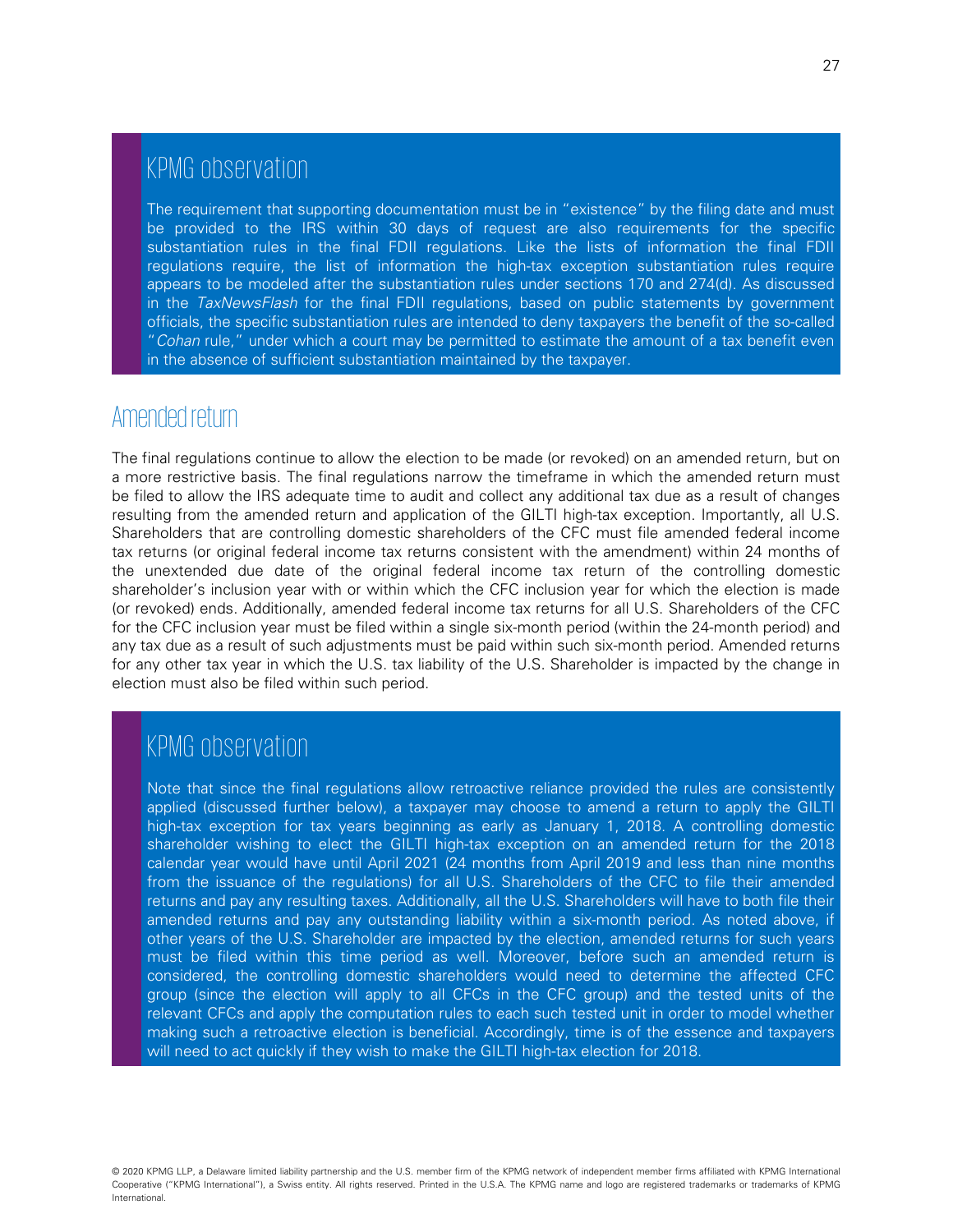## KPMG observation

The requirement that supporting documentation must be in "existence" by the filing date and must be provided to the IRS within 30 days of request are also requirements for the specific substantiation rules in the final FDII regulations. Like the lists of information the final FDII regulations require, the list of information the high-tax exception substantiation rules require appears to be modeled after the substantiation rules under sections 170 and 274(d). As discussed in the *TaxNewsFlash* for the final FDII regulations, based on public statements by government officials, the specific substantiation rules are intended to deny taxpayers the benefit of the so-called "*Cohan* rule," under which a court may be permitted to estimate the amount of a tax benefit even in the absence of sufficient substantiation maintained by the taxpayer.

## Amended return

The final regulations continue to allow the election to be made (or revoked) on an amended return, but on a more restrictive basis. The final regulations narrow the timeframe in which the amended return must be filed to allow the IRS adequate time to audit and collect any additional tax due as a result of changes resulting from the amended return and application of the GILTI high-tax exception. Importantly, all U.S. Shareholders that are controlling domestic shareholders of the CFC must file amended federal income tax returns (or original federal income tax returns consistent with the amendment) within 24 months of the unextended due date of the original federal income tax return of the controlling domestic shareholder's inclusion year with or within which the CFC inclusion year for which the election is made (or revoked) ends. Additionally, amended federal income tax returns for all U.S. Shareholders of the CFC for the CFC inclusion year must be filed within a single six-month period (within the 24-month period) and any tax due as a result of such adjustments must be paid within such six-month period. Amended returns for any other tax year in which the U.S. tax liability of the U.S. Shareholder is impacted by the change in election must also be filed within such period.

## KPMG observation

Note that since the final regulations allow retroactive reliance provided the rules are consistently applied (discussed further below), a taxpayer may choose to amend a return to apply the GILTI high-tax exception for tax years beginning as early as January 1, 2018. A controlling domestic shareholder wishing to elect the GILTI high-tax exception on an amended return for the 2018 calendar year would have until April 2021 (24 months from April 2019 and less than nine months from the issuance of the regulations) for all U.S. Shareholders of the CFC to file their amended returns and pay any resulting taxes. Additionally, all the U.S. Shareholders will have to both file their amended returns and pay any outstanding liability within a six-month period. As noted above, if other years of the U.S. Shareholder are impacted by the election, amended returns for such years must be filed within this time period as well. Moreover, before such an amended return is considered, the controlling domestic shareholders would need to determine the affected CFC group (since the election will apply to all CFCs in the CFC group) and the tested units of the relevant CFCs and apply the computation rules to each such tested unit in order to model whether making such a retroactive election is beneficial. Accordingly, time is of the essence and taxpayers will need to act quickly if they wish to make the GILTI high-tax election for 2018.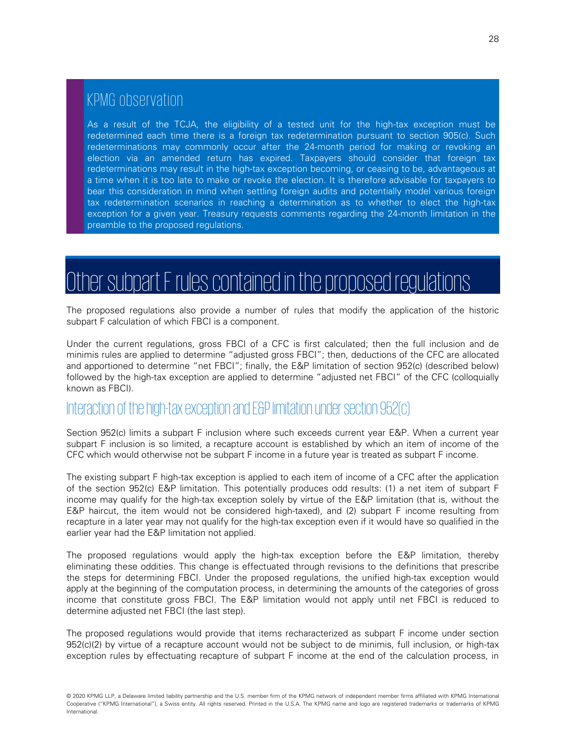### KPMG observation

As a result of the TCJA, the eligibility of a tested unit for the high-tax exception must be redetermined each time there is a foreign tax redetermination pursuant to section 905(c). Such redeterminations may commonly occur after the 24-month period for making or revoking an election via an amended return has expired. Taxpayers should consider that foreign tax redeterminations may result in the high-tax exception becoming, or ceasing to be, advantageous at a time when it is too late to make or revoke the election. It is therefore advisable for taxpayers to bear this consideration in mind when settling foreign audits and potentially model various foreign tax redetermination scenarios in reaching a determination as to whether to elect the high-tax exception for a given year. Treasury requests comments regarding the 24-month limitation in the preamble to the proposed regulations.

# Other subpart F rules contained in the proposed regulations

The proposed regulations also provide a number of rules that modify the application of the historic subpart F calculation of which FBCI is a component.

Under the current regulations, gross FBCI of a CFC is first calculated; then the full inclusion and de minimis rules are applied to determine "adjusted gross FBCI"; then, deductions of the CFC are allocated and apportioned to determine "net FBCI"; finally, the E&P limitation of section 952(c) (described below) followed by the high-tax exception are applied to determine "adjusted net FBCI" of the CFC (colloquially known as FBCI).

## Interaction of the high-tax exception and E&P limitation under section 952(c)

Section 952(c) limits a subpart F inclusion where such exceeds current year E&P. When a current year subpart F inclusion is so limited, a recapture account is established by which an item of income of the CFC which would otherwise not be subpart F income in a future year is treated as subpart F income.

The existing subpart F high-tax exception is applied to each item of income of a CFC after the application of the section 952(c) E&P limitation. This potentially produces odd results: (1) a net item of subpart F income may qualify for the high-tax exception solely by virtue of the E&P limitation (that is, without the E&P haircut, the item would not be considered high-taxed), and (2) subpart F income resulting from recapture in a later year may not qualify for the high-tax exception even if it would have so qualified in the earlier year had the E&P limitation not applied.

The proposed regulations would apply the high-tax exception before the E&P limitation, thereby eliminating these oddities. This change is effectuated through revisions to the definitions that prescribe the steps for determining FBCI. Under the proposed regulations, the unified high-tax exception would apply at the beginning of the computation process, in determining the amounts of the categories of gross income that constitute gross FBCI. The E&P limitation would not apply until net FBCI is reduced to determine adjusted net FBCI (the last step).

The proposed regulations would provide that items recharacterized as subpart F income under section 952(c)(2) by virtue of a recapture account would not be subject to de minimis, full inclusion, or high-tax exception rules by effectuating recapture of subpart F income at the end of the calculation process, in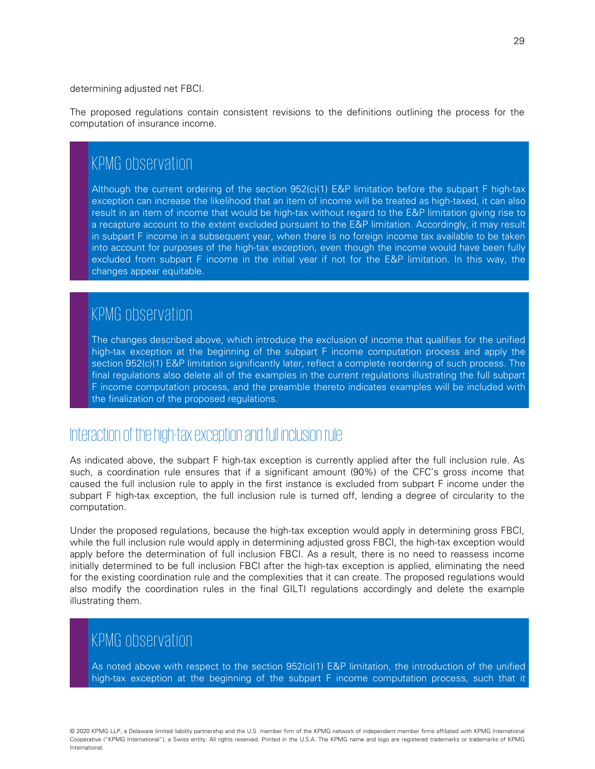determining adjusted net FBCI.

The proposed regulations contain consistent revisions to the definitions outlining the process for the computation of insurance income.

> ## KPMG observation
>
> Although the current ordering of the section 952(c)(1) E&P limitation before the subpart F high-tax exception can increase the likelihood that an item of income will be treated as high-taxed, it can also result in an item of income that would be high-tax without regard to the E&P limitation giving rise to a recapture account to the extent excluded pursuant to the E&P limitation. Accordingly, it may result in subpart F income in a subsequent year, when there is no foreign income tax available to be taken into account for purposes of the high-tax exception, even though the income would have been fully excluded from subpart F income in the initial year if not for the E&P limitation. In this way, the changes appear equitable.

> ## KPMG observation
>
> The changes described above, which introduce the exclusion of income that qualifies for the unified high-tax exception at the beginning of the subpart F income computation process and apply the section 952(c)(1) E&P limitation significantly later, reflect a complete reordering of such process. The final regulations also delete all of the examples in the current regulations illustrating the full subpart F income computation process, and the preamble thereto indicates examples will be included with the finalization of the proposed regulations.

## Interaction of the high-tax exception and full inclusion rule

As indicated above, the subpart F high-tax exception is currently applied after the full inclusion rule. As such, a coordination rule ensures that if a significant amount (90%) of the CFC's gross income that caused the full inclusion rule to apply in the first instance is excluded from subpart F income under the subpart F high-tax exception, the full inclusion rule is turned off, lending a degree of circularity to the computation.

Under the proposed regulations, because the high-tax exception would apply in determining gross FBCI, while the full inclusion rule would apply in determining adjusted gross FBCI, the high-tax exception would apply before the determination of full inclusion FBCI. As a result, there is no need to reassess income initially determined to be full inclusion FBCI after the high-tax exception is applied, eliminating the need for the existing coordination rule and the complexities that it can create. The proposed regulations would also modify the coordination rules in the final GILTI regulations accordingly and delete the example illustrating them.

> ## KPMG observation
>
> As noted above with respect to the section 952(c)(1) E&P limitation, the introduction of the unified high-tax exception at the beginning of the subpart F income computation process, such that it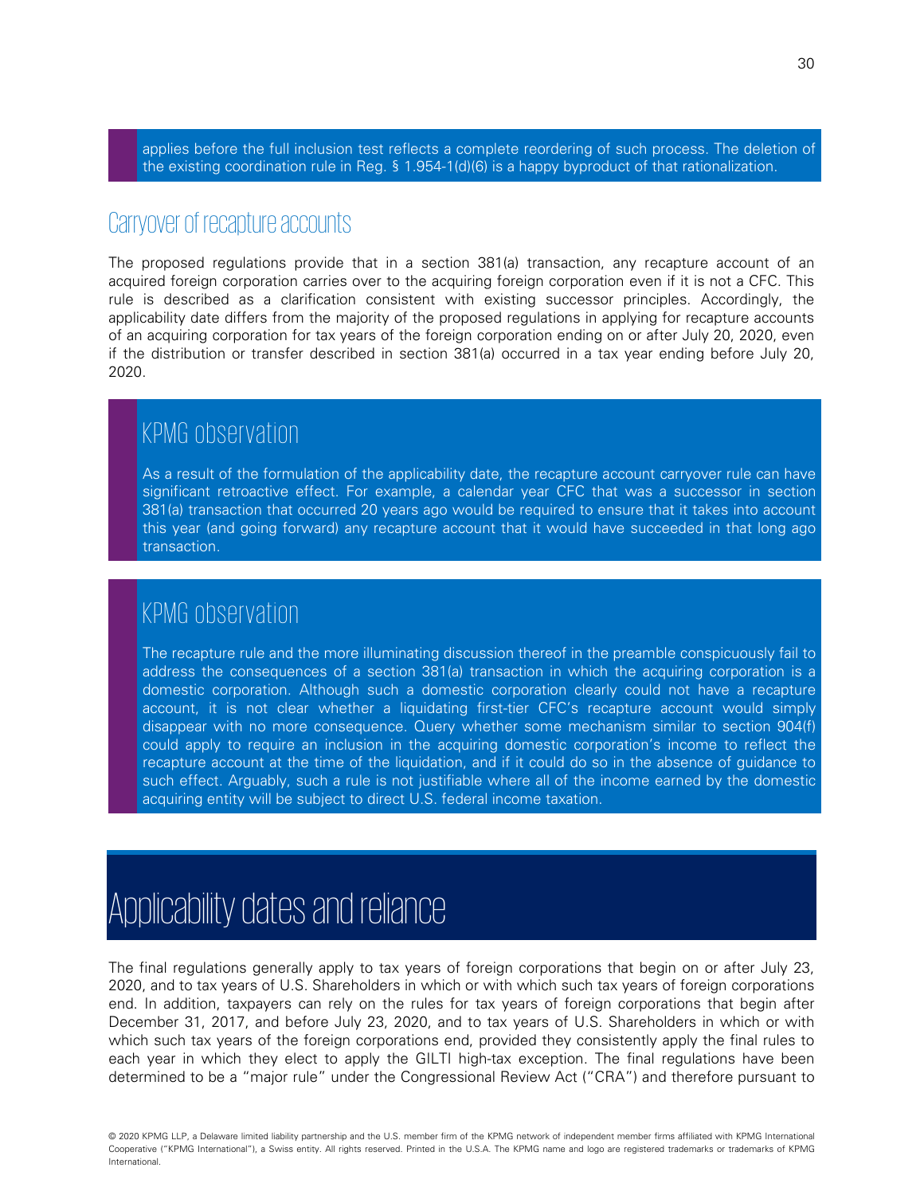applies before the full inclusion test reflects a complete reordering of such process. The deletion of the existing coordination rule in Reg. § 1.954-1(d)(6) is a happy byproduct of that rationalization.

## Carryover of recapture accounts

The proposed regulations provide that in a section 381(a) transaction, any recapture account of an acquired foreign corporation carries over to the acquiring foreign corporation even if it is not a CFC. This rule is described as a clarification consistent with existing successor principles. Accordingly, the applicability date differs from the majority of the proposed regulations in applying for recapture accounts of an acquiring corporation for tax years of the foreign corporation ending on or after July 20, 2020, even if the distribution or transfer described in section 381(a) occurred in a tax year ending before July 20, 2020.

### KPMG observation

As a result of the formulation of the applicability date, the recapture account carryover rule can have significant retroactive effect. For example, a calendar year CFC that was a successor in section 381(a) transaction that occurred 20 years ago would be required to ensure that it takes into account this year (and going forward) any recapture account that it would have succeeded in that long ago transaction.

### KPMG observation

The recapture rule and the more illuminating discussion thereof in the preamble conspicuously fail to address the consequences of a section 381(a) transaction in which the acquiring corporation is a domestic corporation. Although such a domestic corporation clearly could not have a recapture account, it is not clear whether a liquidating first-tier CFC's recapture account would simply disappear with no more consequence. Query whether some mechanism similar to section 904(f) could apply to require an inclusion in the acquiring domestic corporation's income to reflect the recapture account at the time of the liquidation, and if it could do so in the absence of guidance to such effect. Arguably, such a rule is not justifiable where all of the income earned by the domestic acquiring entity will be subject to direct U.S. federal income taxation.

# Applicability dates and reliance

The final regulations generally apply to tax years of foreign corporations that begin on or after July 23, 2020, and to tax years of U.S. Shareholders in which or with which such tax years of foreign corporations end. In addition, taxpayers can rely on the rules for tax years of foreign corporations that begin after December 31, 2017, and before July 23, 2020, and to tax years of U.S. Shareholders in which or with which such tax years of the foreign corporations end, provided they consistently apply the final rules to each year in which they elect to apply the GILTI high-tax exception. The final regulations have been determined to be a "major rule" under the Congressional Review Act ("CRA") and therefore pursuant to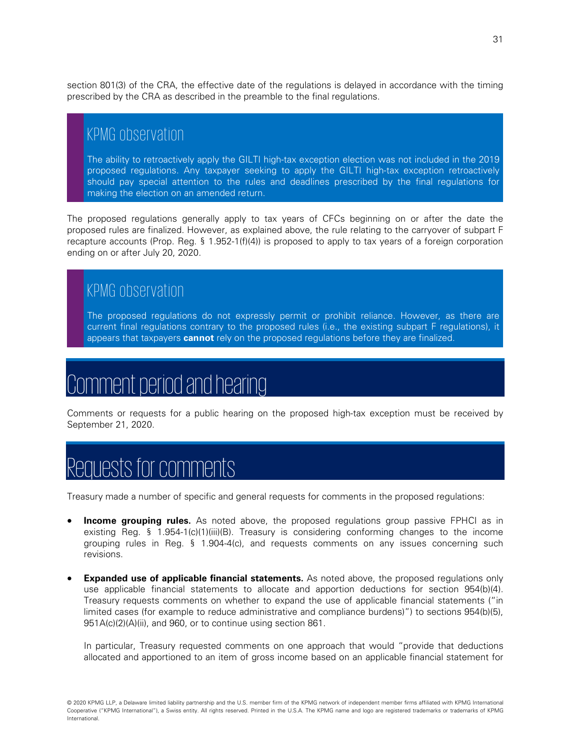section 801(3) of the CRA, the effective date of the regulations is delayed in accordance with the timing prescribed by the CRA as described in the preamble to the final regulations.

### KPMG observation

The ability to retroactively apply the GILTI high-tax exception election was not included in the 2019 proposed regulations. Any taxpayer seeking to apply the GILTI high-tax exception retroactively should pay special attention to the rules and deadlines prescribed by the final regulations for making the election on an amended return.

The proposed regulations generally apply to tax years of CFCs beginning on or after the date the proposed rules are finalized. However, as explained above, the rule relating to the carryover of subpart F recapture accounts (Prop. Reg. § 1.952-1(f)(4)) is proposed to apply to tax years of a foreign corporation ending on or after July 20, 2020.

### KPMG observation

The proposed regulations do not expressly permit or prohibit reliance. However, as there are current final regulations contrary to the proposed rules (i.e., the existing subpart F regulations), it appears that taxpayers **cannot** rely on the proposed regulations before they are finalized.

## Comment period and hearing

Comments or requests for a public hearing on the proposed high-tax exception must be received by September 21, 2020.

## Requests for comments

Treasury made a number of specific and general requests for comments in the proposed regulations:

- **Income grouping rules.** As noted above, the proposed regulations group passive FPHCI as in existing Reg. § 1.954-1(c)(1)(iii)(B). Treasury is considering conforming changes to the income grouping rules in Reg. § 1.904-4(c), and requests comments on any issues concerning such revisions.

- **Expanded use of applicable financial statements.** As noted above, the proposed regulations only use applicable financial statements to allocate and apportion deductions for section 954(b)(4). Treasury requests comments on whether to expand the use of applicable financial statements ("in limited cases (for example to reduce administrative and compliance burdens)") to sections 954(b)(5), 951A(c)(2)(A)(ii), and 960, or to continue using section 861.

  In particular, Treasury requested comments on one approach that would "provide that deductions allocated and apportioned to an item of gross income based on an applicable financial statement for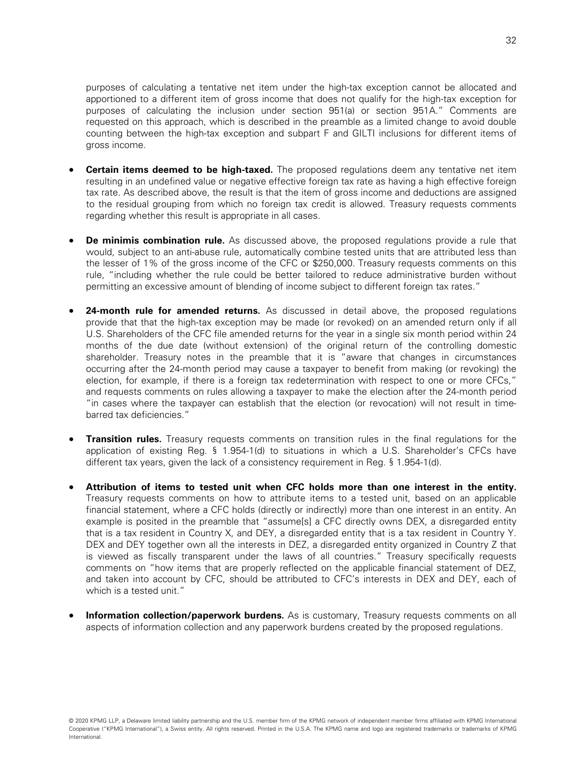purposes of calculating a tentative net item under the high-tax exception cannot be allocated and apportioned to a different item of gross income that does not qualify for the high-tax exception for purposes of calculating the inclusion under section 951(a) or section 951A." Comments are requested on this approach, which is described in the preamble as a limited change to avoid double counting between the high-tax exception and subpart F and GILTI inclusions for different items of gross income.

- **Certain items deemed to be high-taxed.** The proposed regulations deem any tentative net item resulting in an undefined value or negative effective foreign tax rate as having a high effective foreign tax rate. As described above, the result is that the item of gross income and deductions are assigned to the residual grouping from which no foreign tax credit is allowed. Treasury requests comments regarding whether this result is appropriate in all cases.

- **De minimis combination rule.** As discussed above, the proposed regulations provide a rule that would, subject to an anti-abuse rule, automatically combine tested units that are attributed less than the lesser of 1% of the gross income of the CFC or $250,000. Treasury requests comments on this rule, "including whether the rule could be better tailored to reduce administrative burden without permitting an excessive amount of blending of income subject to different foreign tax rates."

- **24-month rule for amended returns.** As discussed in detail above, the proposed regulations provide that that the high-tax exception may be made (or revoked) on an amended return only if all U.S. Shareholders of the CFC file amended returns for the year in a single six month period within 24 months of the due date (without extension) of the original return of the controlling domestic shareholder. Treasury notes in the preamble that it is "aware that changes in circumstances occurring after the 24-month period may cause a taxpayer to benefit from making (or revoking) the election, for example, if there is a foreign tax redetermination with respect to one or more CFCs," and requests comments on rules allowing a taxpayer to make the election after the 24-month period "in cases where the taxpayer can establish that the election (or revocation) will not result in time-barred tax deficiencies."

- **Transition rules.** Treasury requests comments on transition rules in the final regulations for the application of existing Reg. § 1.954-1(d) to situations in which a U.S. Shareholder's CFCs have different tax years, given the lack of a consistency requirement in Reg. § 1.954-1(d).

- **Attribution of items to tested unit when CFC holds more than one interest in the entity.** Treasury requests comments on how to attribute items to a tested unit, based on an applicable financial statement, where a CFC holds (directly or indirectly) more than one interest in an entity. An example is posited in the preamble that "assume[s] a CFC directly owns DEX, a disregarded entity that is a tax resident in Country X, and DEY, a disregarded entity that is a tax resident in Country Y. DEX and DEY together own all the interests in DEZ, a disregarded entity organized in Country Z that is viewed as fiscally transparent under the laws of all countries." Treasury specifically requests comments on "how items that are properly reflected on the applicable financial statement of DEZ, and taken into account by CFC, should be attributed to CFC's interests in DEX and DEY, each of which is a tested unit."

- **Information collection/paperwork burdens.** As is customary, Treasury requests comments on all aspects of information collection and any paperwork burdens created by the proposed regulations.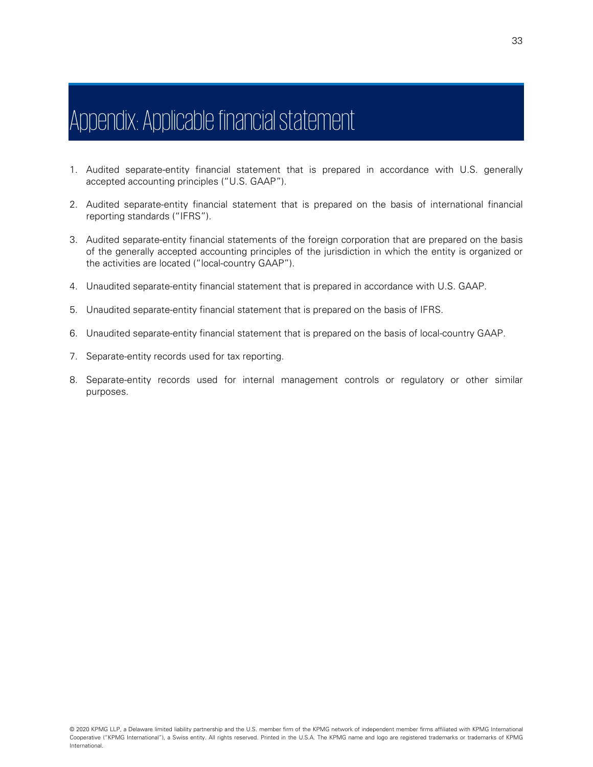# Appendix: Applicable financial statement

1. Audited separate-entity financial statement that is prepared in accordance with U.S. generally accepted accounting principles ("U.S. GAAP").
2. Audited separate-entity financial statement that is prepared on the basis of international financial reporting standards ("IFRS").
3. Audited separate-entity financial statements of the foreign corporation that are prepared on the basis of the generally accepted accounting principles of the jurisdiction in which the entity is organized or the activities are located ("local-country GAAP").
4. Unaudited separate-entity financial statement that is prepared in accordance with U.S. GAAP.
5. Unaudited separate-entity financial statement that is prepared on the basis of IFRS.
6. Unaudited separate-entity financial statement that is prepared on the basis of local-country GAAP.
7. Separate-entity records used for tax reporting.
8. Separate-entity records used for internal management controls or regulatory or other similar purposes.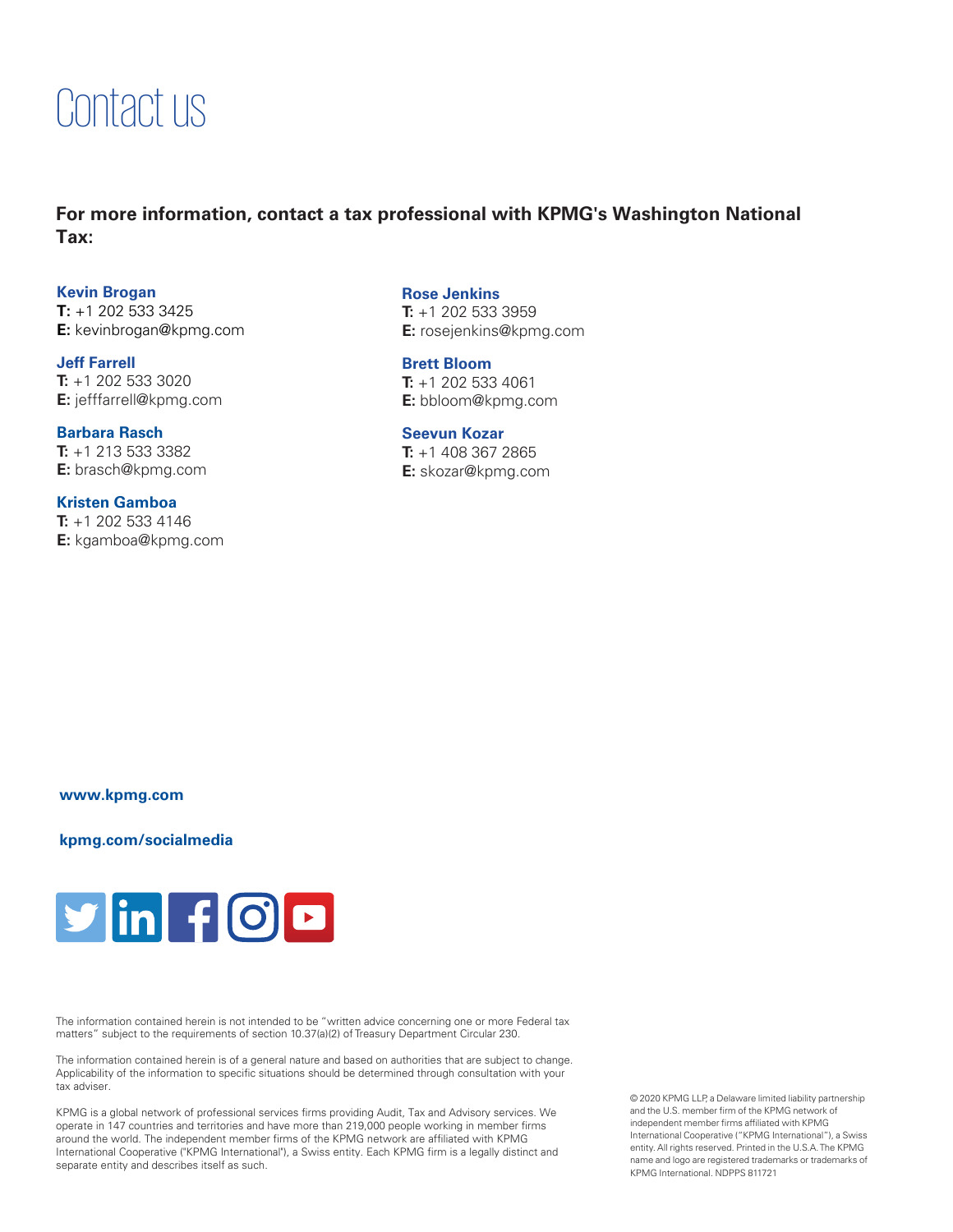# Contact us

**For more information, contact a tax professional with KPMG's Washington National Tax:**

**Kevin Brogan**
**T:** +1 202 533 3425
**E:** kevinbrogan@kpmg.com

**Jeff Farrell**
**T:** +1 202 533 3020
**E:** jefffarrell@kpmg.com

**Barbara Rasch**
**T:** +1 213 533 3382
**E:** brasch@kpmg.com

**Kristen Gamboa**
**T:** +1 202 533 4146
**E:** kgamboa@kpmg.com

**Rose Jenkins**
**T:** +1 202 533 3959
**E:** rosejenkins@kpmg.com

**Brett Bloom**
**T:** +1 202 533 4061
**E:** bbloom@kpmg.com

**Seevun Kozar**
**T:** +1 408 367 2865
**E:** skozar@kpmg.com

**www.kpmg.com**

**kpmg.com/socialmedia**

The information contained herein is not intended to be "written advice concerning one or more Federal tax matters" subject to the requirements of section 10.37(a)(2) of Treasury Department Circular 230.

The information contained herein is of a general nature and based on authorities that are subject to change. Applicability of the information to specific situations should be determined through consultation with your tax adviser.

KPMG is a global network of professional services firms providing Audit, Tax and Advisory services. We operate in 147 countries and territories and have more than 219,000 people working in member firms around the world. The independent member firms of the KPMG network are affiliated with KPMG International Cooperative ("KPMG International"), a Swiss entity. Each KPMG firm is a legally distinct and separate entity and describes itself as such.

© 2020 KPMG LLP, a Delaware limited liability partnership and the U.S. member firm of the KPMG network of independent member firms affiliated with KPMG International Cooperative ("KPMG International"), a Swiss entity. All rights reserved. Printed in the U.S.A. The KPMG name and logo are registered trademarks or trademarks of KPMG International. NDPPS 811721